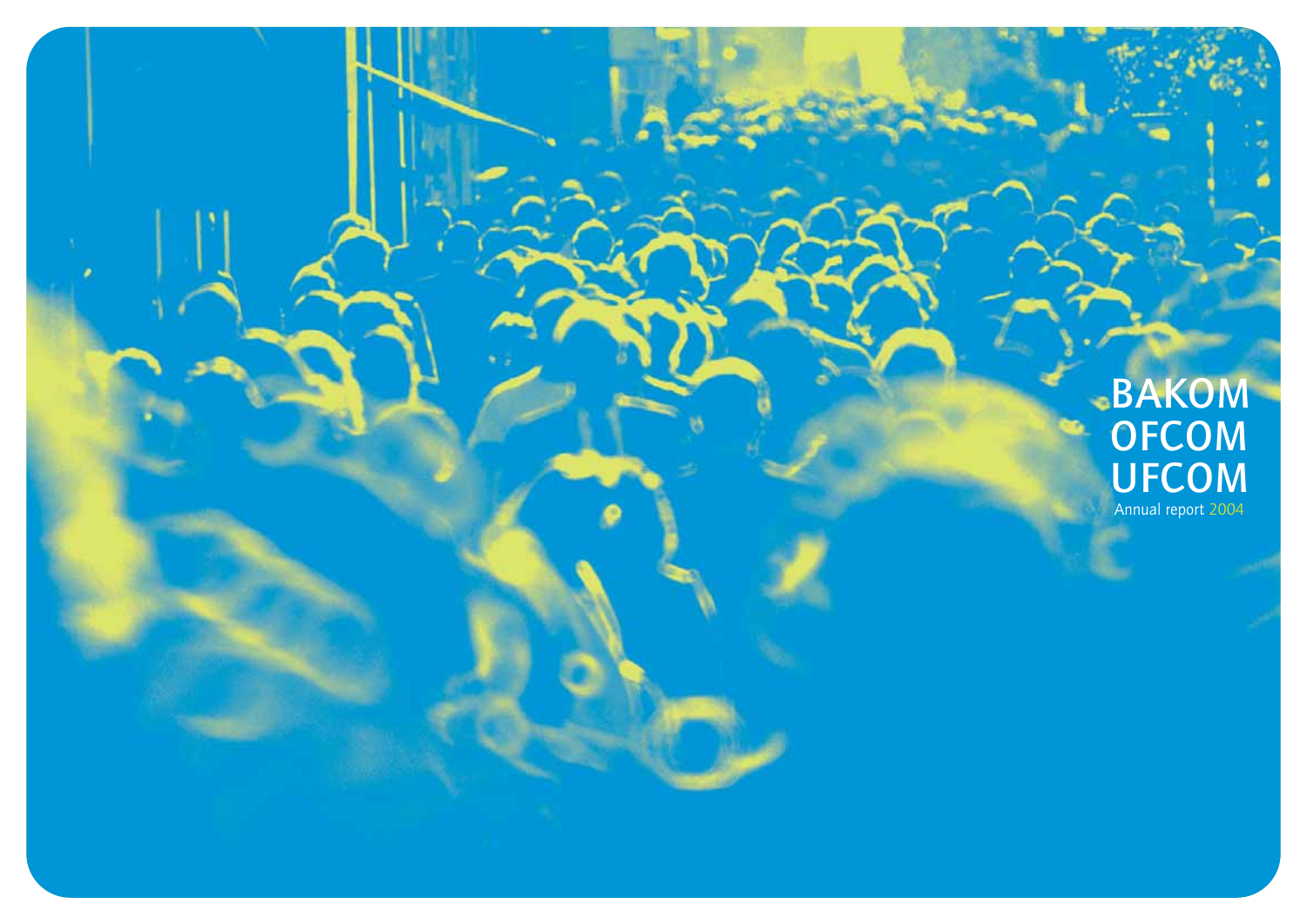# BAKOM
# OFCOM
# UFCOM

Annual report 2004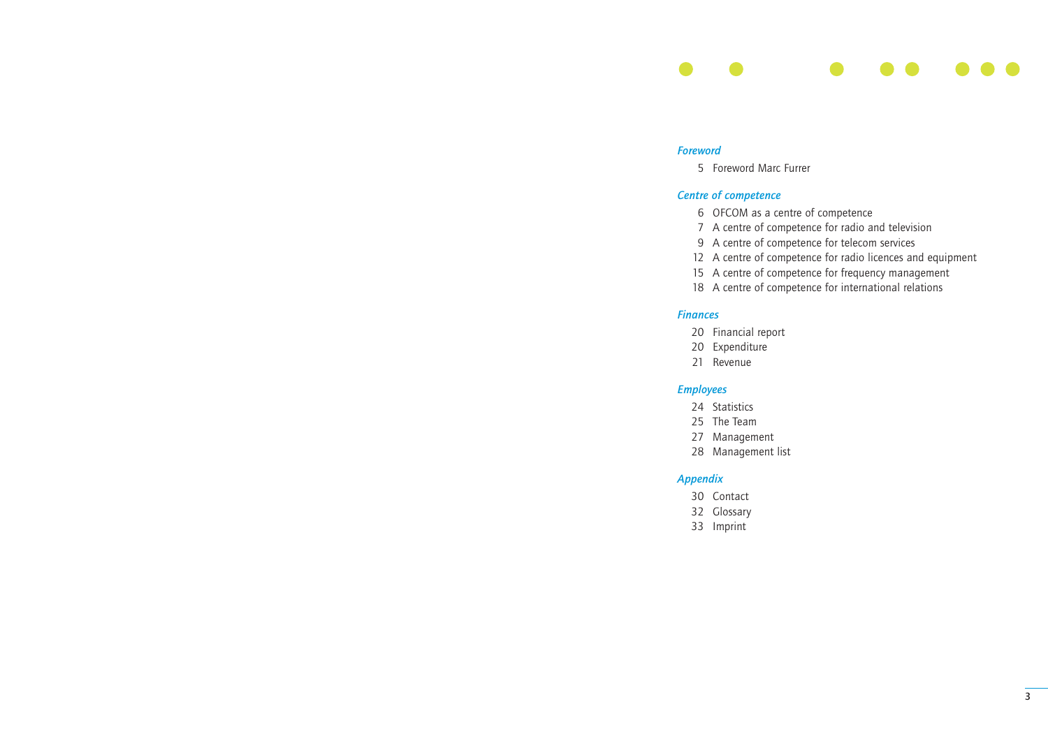*Foreword*

5 Foreword Marc Furrer

*Centre of competence*

6 OFCOM as a centre of competence
7 A centre of competence for radio and television
9 A centre of competence for telecom services
12 A centre of competence for radio licences and equipment
15 A centre of competence for frequency management
18 A centre of competence for international relations

*Finances*

20 Financial report
20 Expenditure
21 Revenue

*Employees*

24 Statistics
25 The Team
27 Management
28 Management list

*Appendix*

30 Contact
32 Glossary
33 Imprint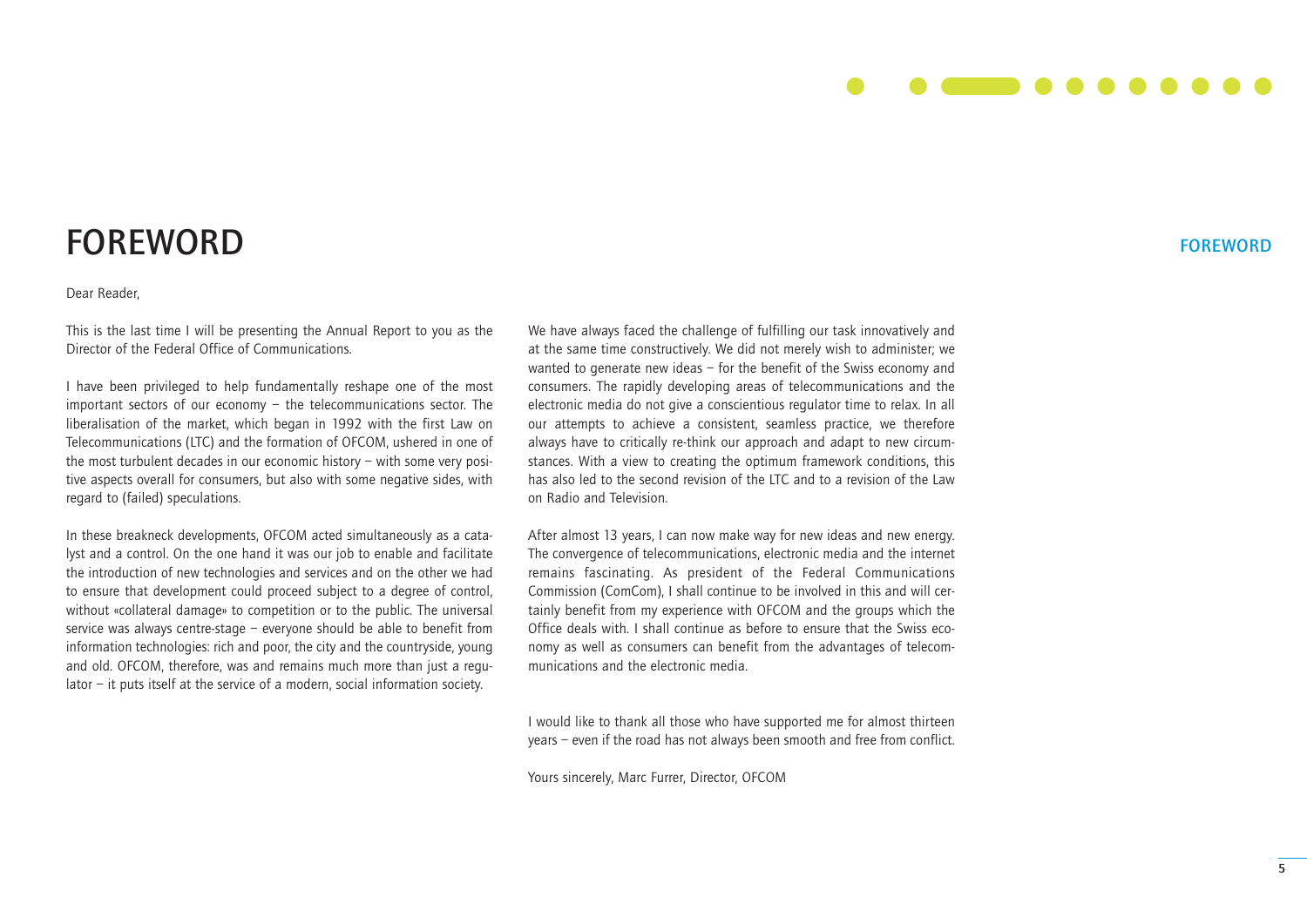# FOREWORD

Dear Reader,

This is the last time I will be presenting the Annual Report to you as the Director of the Federal Office of Communications.

I have been privileged to help fundamentally reshape one of the most important sectors of our economy – the telecommunications sector. The liberalisation of the market, which began in 1992 with the first Law on Telecommunications (LTC) and the formation of OFCOM, ushered in one of the most turbulent decades in our economic history – with some very positive aspects overall for consumers, but also with some negative sides, with regard to (failed) speculations.

In these breakneck developments, OFCOM acted simultaneously as a catalyst and a control. On the one hand it was our job to enable and facilitate the introduction of new technologies and services and on the other we had to ensure that development could proceed subject to a degree of control, without «collateral damage» to competition or to the public. The universal service was always centre-stage – everyone should be able to benefit from information technologies: rich and poor, the city and the countryside, young and old. OFCOM, therefore, was and remains much more than just a regulator – it puts itself at the service of a modern, social information society.

We have always faced the challenge of fulfilling our task innovatively and at the same time constructively. We did not merely wish to administer; we wanted to generate new ideas – for the benefit of the Swiss economy and consumers. The rapidly developing areas of telecommunications and the electronic media do not give a conscientious regulator time to relax. In all our attempts to achieve a consistent, seamless practice, we therefore always have to critically re-think our approach and adapt to new circumstances. With a view to creating the optimum framework conditions, this has also led to the second revision of the LTC and to a revision of the Law on Radio and Television.

After almost 13 years, I can now make way for new ideas and new energy. The convergence of telecommunications, electronic media and the internet remains fascinating. As president of the Federal Communications Commission (ComCom), I shall continue to be involved in this and will certainly benefit from my experience with OFCOM and the groups which the Office deals with. I shall continue as before to ensure that the Swiss economy as well as consumers can benefit from the advantages of telecommunications and the electronic media.

I would like to thank all those who have supported me for almost thirteen years – even if the road has not always been smooth and free from conflict.

Yours sincerely, Marc Furrer, Director, OFCOM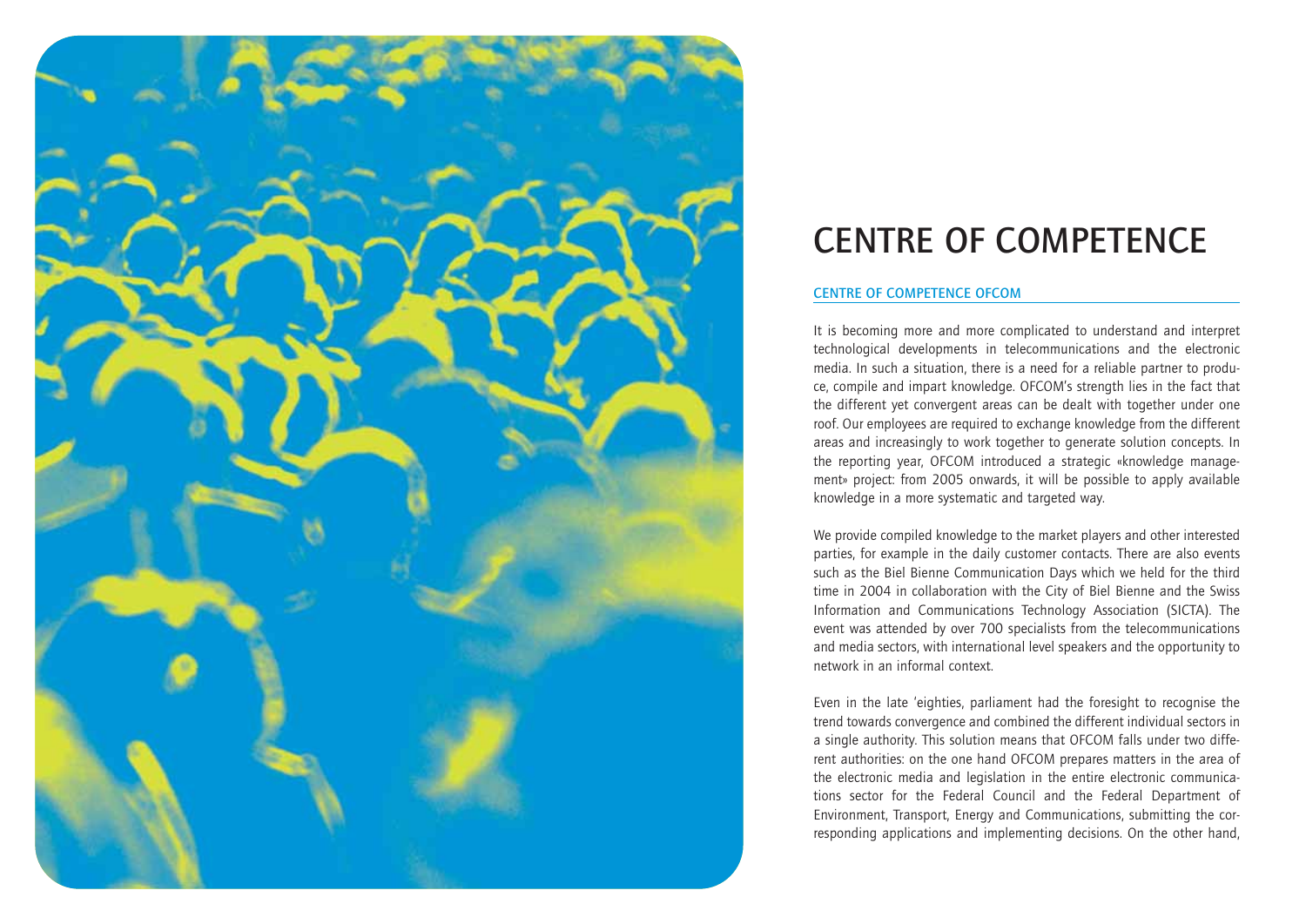# CENTRE OF COMPETENCE

## CENTRE OF COMPETENCE OFCOM

It is becoming more and more complicated to understand and interpret technological developments in telecommunications and the electronic media. In such a situation, there is a need for a reliable partner to produce, compile and impart knowledge. OFCOM's strength lies in the fact that the different yet convergent areas can be dealt with together under one roof. Our employees are required to exchange knowledge from the different areas and increasingly to work together to generate solution concepts. In the reporting year, OFCOM introduced a strategic «knowledge management» project: from 2005 onwards, it will be possible to apply available knowledge in a more systematic and targeted way.

We provide compiled knowledge to the market players and other interested parties, for example in the daily customer contacts. There are also events such as the Biel Bienne Communication Days which we held for the third time in 2004 in collaboration with the City of Biel Bienne and the Swiss Information and Communications Technology Association (SICTA). The event was attended by over 700 specialists from the telecommunications and media sectors, with international level speakers and the opportunity to network in an informal context.

Even in the late 'eighties, parliament had the foresight to recognise the trend towards convergence and combined the different individual sectors in a single authority. This solution means that OFCOM falls under two different authorities: on the one hand OFCOM prepares matters in the area of the electronic media and legislation in the entire electronic communications sector for the Federal Council and the Federal Department of Environment, Transport, Energy and Communications, submitting the corresponding applications and implementing decisions. On the other hand,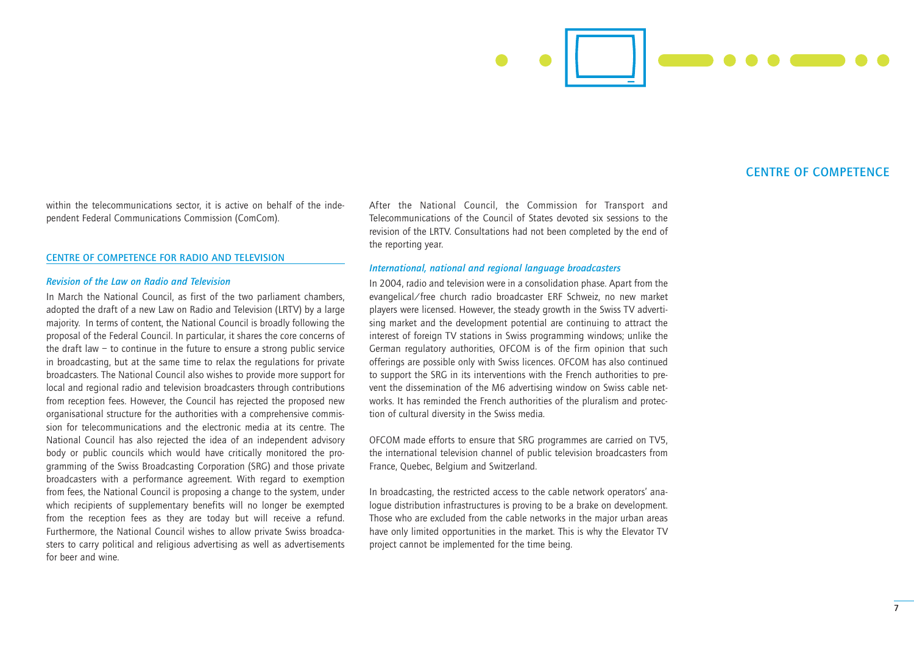within the telecommunications sector, it is active on behalf of the independent Federal Communications Commission (ComCom).

## CENTRE OF COMPETENCE FOR RADIO AND TELEVISION

### *Revision of the Law on Radio and Television*

In March the National Council, as first of the two parliament chambers, adopted the draft of a new Law on Radio and Television (LRTV) by a large majority. In terms of content, the National Council is broadly following the proposal of the Federal Council. In particular, it shares the core concerns of the draft law – to continue in the future to ensure a strong public service in broadcasting, but at the same time to relax the regulations for private broadcasters. The National Council also wishes to provide more support for local and regional radio and television broadcasters through contributions from reception fees. However, the Council has rejected the proposed new organisational structure for the authorities with a comprehensive commission for telecommunications and the electronic media at its centre. The National Council has also rejected the idea of an independent advisory body or public councils which would have critically monitored the programming of the Swiss Broadcasting Corporation (SRG) and those private broadcasters with a performance agreement. With regard to exemption from fees, the National Council is proposing a change to the system, under which recipients of supplementary benefits will no longer be exempted from the reception fees as they are today but will receive a refund. Furthermore, the National Council wishes to allow private Swiss broadcasters to carry political and religious advertising as well as advertisements for beer and wine.

After the National Council, the Commission for Transport and Telecommunications of the Council of States devoted six sessions to the revision of the LRTV. Consultations had not been completed by the end of the reporting year.

### *International, national and regional language broadcasters*

In 2004, radio and television were in a consolidation phase. Apart from the evangelical/free church radio broadcaster ERF Schweiz, no new market players were licensed. However, the steady growth in the Swiss TV advertising market and the development potential are continuing to attract the interest of foreign TV stations in Swiss programming windows; unlike the German regulatory authorities, OFCOM is of the firm opinion that such offerings are possible only with Swiss licences. OFCOM has also continued to support the SRG in its interventions with the French authorities to prevent the dissemination of the M6 advertising window on Swiss cable networks. It has reminded the French authorities of the pluralism and protection of cultural diversity in the Swiss media.

OFCOM made efforts to ensure that SRG programmes are carried on TV5, the international television channel of public television broadcasters from France, Quebec, Belgium and Switzerland.

In broadcasting, the restricted access to the cable network operators' analogue distribution infrastructures is proving to be a brake on development. Those who are excluded from the cable networks in the major urban areas have only limited opportunities in the market. This is why the Elevator TV project cannot be implemented for the time being.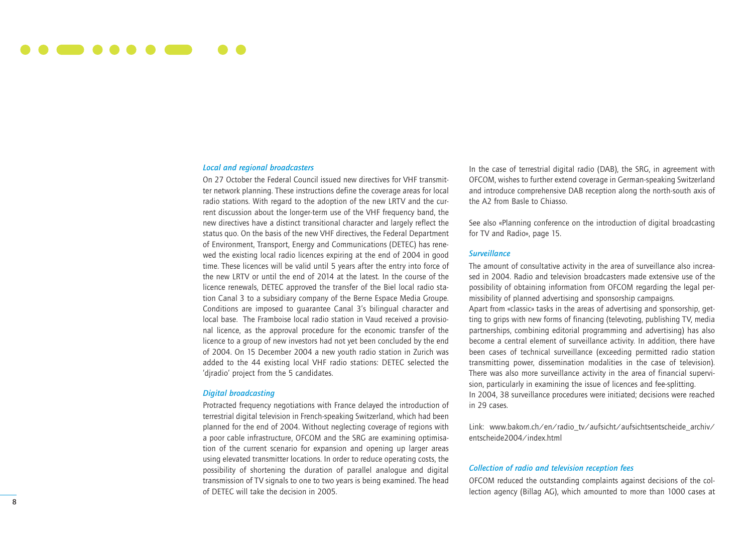### *Local and regional broadcasters*

On 27 October the Federal Council issued new directives for VHF transmitter network planning. These instructions define the coverage areas for local radio stations. With regard to the adoption of the new LRTV and the current discussion about the longer-term use of the VHF frequency band, the new directives have a distinct transitional character and largely reflect the status quo. On the basis of the new VHF directives, the Federal Department of Environment, Transport, Energy and Communications (DETEC) has renewed the existing local radio licences expiring at the end of 2004 in good time. These licences will be valid until 5 years after the entry into force of the new LRTV or until the end of 2014 at the latest. In the course of the licence renewals, DETEC approved the transfer of the Biel local radio station Canal 3 to a subsidiary company of the Berne Espace Media Groupe. Conditions are imposed to guarantee Canal 3's bilingual character and local base. The Framboise local radio station in Vaud received a provisional licence, as the approval procedure for the economic transfer of the licence to a group of new investors had not yet been concluded by the end of 2004. On 15 December 2004 a new youth radio station in Zurich was added to the 44 existing local VHF radio stations: DETEC selected the 'djradio' project from the 5 candidates.

### *Digital broadcasting*

Protracted frequency negotiations with France delayed the introduction of terrestrial digital television in French-speaking Switzerland, which had been planned for the end of 2004. Without neglecting coverage of regions with a poor cable infrastructure, OFCOM and the SRG are examining optimisation of the current scenario for expansion and opening up larger areas using elevated transmitter locations. In order to reduce operating costs, the possibility of shortening the duration of parallel analogue and digital transmission of TV signals to one to two years is being examined. The head of DETEC will take the decision in 2005.

In the case of terrestrial digital radio (DAB), the SRG, in agreement with OFCOM, wishes to further extend coverage in German-speaking Switzerland and introduce comprehensive DAB reception along the north-south axis of the A2 from Basle to Chiasso.

See also «Planning conference on the introduction of digital broadcasting for TV and Radio», page 15.

### *Surveillance*

The amount of consultative activity in the area of surveillance also increased in 2004. Radio and television broadcasters made extensive use of the possibility of obtaining information from OFCOM regarding the legal permissibility of planned advertising and sponsorship campaigns.
Apart from «classic» tasks in the areas of advertising and sponsorship, getting to grips with new forms of financing (televoting, publishing TV, media partnerships, combining editorial programming and advertising) has also become a central element of surveillance activity. In addition, there have been cases of technical surveillance (exceeding permitted radio station transmitting power, dissemination modalities in the case of television). There was also more surveillance activity in the area of financial supervision, particularly in examining the issue of licences and fee-splitting.
In 2004, 38 surveillance procedures were initiated; decisions were reached in 29 cases.

Link: www.bakom.ch/en/radio_tv/aufsicht/aufsichtsentscheide_archiv/entscheide2004/index.html

### *Collection of radio and television reception fees*

OFCOM reduced the outstanding complaints against decisions of the collection agency (Billag AG), which amounted to more than 1000 cases at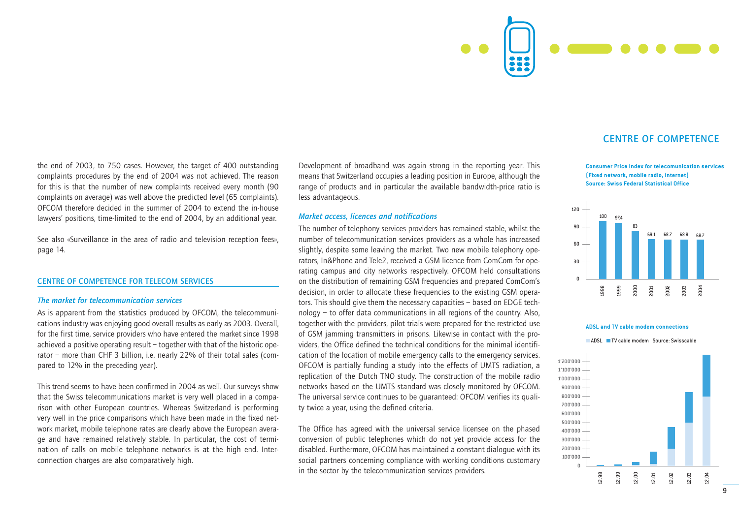## CENTRE OF COMPETENCE

the end of 2003, to 750 cases. However, the target of 400 outstanding complaints procedures by the end of 2004 was not achieved. The reason for this is that the number of new complaints received every month (90 complaints on average) was well above the predicted level (65 complaints). OFCOM therefore decided in the summer of 2004 to extend the in-house lawyers' positions, time-limited to the end of 2004, by an additional year.

See also «Surveillance in the area of radio and television reception fees», page 14.

### CENTRE OF COMPETENCE FOR TELECOM SERVICES

#### *The market for telecommunication services*

As is apparent from the statistics produced by OFCOM, the telecommunications industry was enjoying good overall results as early as 2003. Overall, for the first time, service providers who have entered the market since 1998 achieved a positive operating result – together with that of the historic operator – more than CHF 3 billion, i.e. nearly 22% of their total sales (compared to 12% in the preceding year).

This trend seems to have been confirmed in 2004 as well. Our surveys show that the Swiss telecommunications market is very well placed in a comparison with other European countries. Whereas Switzerland is performing very well in the price comparisons which have been made in the fixed network market, mobile telephone rates are clearly above the European average and have remained relatively stable. In particular, the cost of termination of calls on mobile telephone networks is at the high end. Interconnection charges are also comparatively high.

Development of broadband was again strong in the reporting year. This means that Switzerland occupies a leading position in Europe, although the range of products and in particular the available bandwidth-price ratio is less advantageous.

#### *Market access, licences and notifications*

The number of telephony services providers has remained stable, whilst the number of telecommunication services providers as a whole has increased slightly, despite some leaving the market. Two new mobile telephony operators, In&Phone and Tele2, received a GSM licence from ComCom for operating campus and city networks respectively. OFCOM held consultations on the distribution of remaining GSM frequencies and prepared ComCom's decision, in order to allocate these frequencies to the existing GSM operators. This should give them the necessary capacities – based on EDGE technology – to offer data communications in all regions of the country. Also, together with the providers, pilot trials were prepared for the restricted use of GSM jamming transmitters in prisons. Likewise in contact with the providers, the Office defined the technical conditions for the minimal identification of the location of mobile emergency calls to the emergency services. OFCOM is partially funding a study into the effects of UMTS radiation, a replication of the Dutch TNO study. The construction of the mobile radio networks based on the UMTS standard was closely monitored by OFCOM. The universal service continues to be guaranteed: OFCOM verifies its quality twice a year, using the defined criteria.

The Office has agreed with the universal service licensee on the phased conversion of public telephones which do not yet provide access for the disabled. Furthermore, OFCOM has maintained a constant dialogue with its social partners concerning compliance with working conditions customary in the sector by the telecommunication services providers.

**Consumer Price Index for telecomunication services (Fixed network, mobile radio, internet)**
**Source: Swiss Federal Statistical Office**

| Year | Index |
|---|---|
| 1998 | 100 |
| 1999 | 97.4 |
| 2000 | 83 |
| 2001 | 69.1 |
| 2002 | 68.7 |
| 2003 | 68.8 |
| 2004 | 68.7 |

**ADSL and TV cable modem connections**

ADSL / TV cable modem. Source: Swisscable

| Date | ADSL | TV cable modem |
|---|---|---|
| 12.98 | | |
| 12.99 | | |
| 12.00 | | |
| 12.01 | | |
| 12.02 | | |
| 12.03 | | |
| 12.04 | | |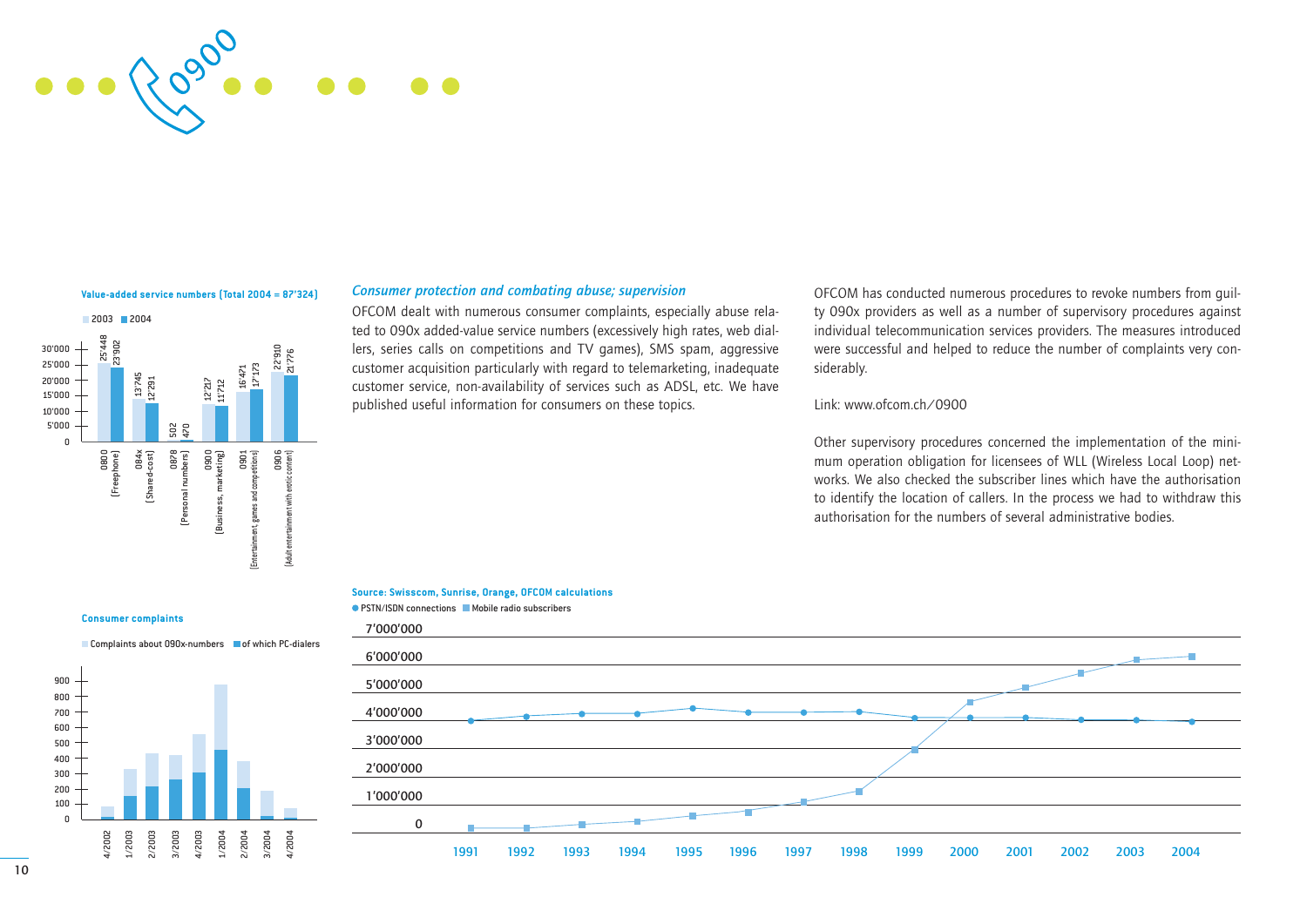## Value-added service numbers (Total 2004 = 87'324)

| Number type | 2003 | 2004 |
|---|---|---|
| 0800 (Freephone) | 25'448 | 23'902 |
| 084x (Shared-cost) | 13'745 | 12'291 |
| 0878 (Personal numbers) | 502 | 470 |
| 0900 (Business, marketing) | 12'217 | 11'712 |
| 0901 (Entertainment, games and competitions) | 16'421 | 17'173 |
| 0906 (Adult entertainment with erotic content) | 22'910 | 21'776 |

### Consumer complaints

Complaints about 090x-numbers / of which PC-dialers

### *Consumer protection and combating abuse; supervision*

OFCOM dealt with numerous consumer complaints, especially abuse related to 090x added-value service numbers (excessively high rates, web diallers, series calls on competitions and TV games), SMS spam, aggressive customer acquisition particularly with regard to telemarketing, inadequate customer service, non-availability of services such as ADSL, etc. We have published useful information for consumers on these topics.

OFCOM has conducted numerous procedures to revoke numbers from guilty 090x providers as well as a number of supervisory procedures against individual telecommunication services providers. The measures introduced were successful and helped to reduce the number of complaints very considerably.

Link: www.ofcom.ch/0900

Other supervisory procedures concerned the implementation of the minimum operation obligation for licensees of WLL (Wireless Local Loop) networks. We also checked the subscriber lines which have the authorisation to identify the location of callers. In the process we had to withdraw this authorisation for the numbers of several administrative bodies.

**Source: Swisscom, Sunrise, Orange, OFCOM calculations**

PSTN/ISDN connections / Mobile radio subscribers (1991–2004)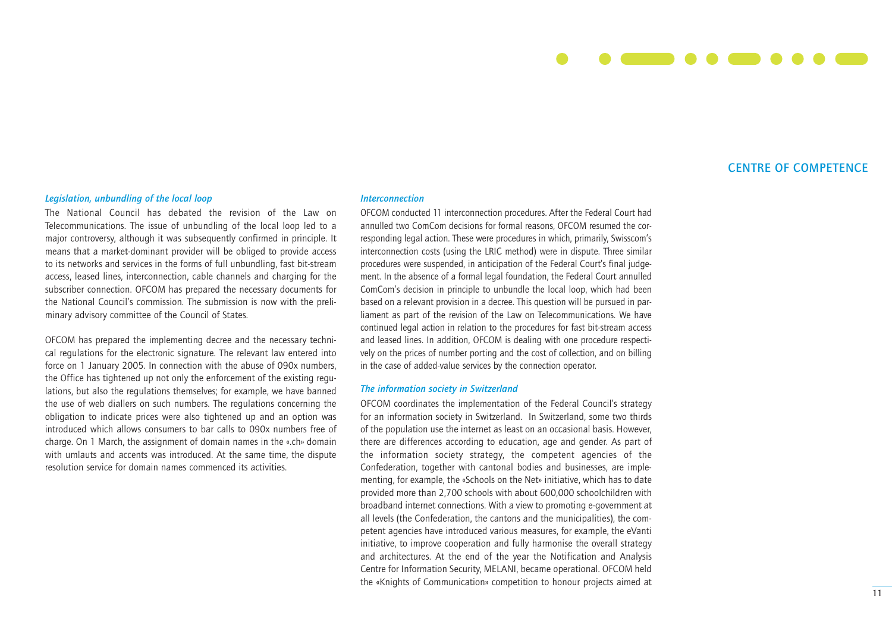## CENTRE OF COMPETENCE

### *Legislation, unbundling of the local loop*

The National Council has debated the revision of the Law on Telecommunications. The issue of unbundling of the local loop led to a major controversy, although it was subsequently confirmed in principle. It means that a market-dominant provider will be obliged to provide access to its networks and services in the forms of full unbundling, fast bit-stream access, leased lines, interconnection, cable channels and charging for the subscriber connection. OFCOM has prepared the necessary documents for the National Council's commission. The submission is now with the preliminary advisory committee of the Council of States.

OFCOM has prepared the implementing decree and the necessary technical regulations for the electronic signature. The relevant law entered into force on 1 January 2005. In connection with the abuse of 090x numbers, the Office has tightened up not only the enforcement of the existing regulations, but also the regulations themselves; for example, we have banned the use of web diallers on such numbers. The regulations concerning the obligation to indicate prices were also tightened up and an option was introduced which allows consumers to bar calls to 090x numbers free of charge. On 1 March, the assignment of domain names in the «.ch» domain with umlauts and accents was introduced. At the same time, the dispute resolution service for domain names commenced its activities.

### *Interconnection*

OFCOM conducted 11 interconnection procedures. After the Federal Court had annulled two ComCom decisions for formal reasons, OFCOM resumed the corresponding legal action. These were procedures in which, primarily, Swisscom's interconnection costs (using the LRIC method) were in dispute. Three similar procedures were suspended, in anticipation of the Federal Court's final judgement. In the absence of a formal legal foundation, the Federal Court annulled ComCom's decision in principle to unbundle the local loop, which had been based on a relevant provision in a decree. This question will be pursued in parliament as part of the revision of the Law on Telecommunications. We have continued legal action in relation to the procedures for fast bit-stream access and leased lines. In addition, OFCOM is dealing with one procedure respectively on the prices of number porting and the cost of collection, and on billing in the case of added-value services by the connection operator.

### *The information society in Switzerland*

OFCOM coordinates the implementation of the Federal Council's strategy for an information society in Switzerland. In Switzerland, some two thirds of the population use the internet as least on an occasional basis. However, there are differences according to education, age and gender. As part of the information society strategy, the competent agencies of the Confederation, together with cantonal bodies and businesses, are implementing, for example, the «Schools on the Net» initiative, which has to date provided more than 2,700 schools with about 600,000 schoolchildren with broadband internet connections. With a view to promoting e-government at all levels (the Confederation, the cantons and the municipalities), the competent agencies have introduced various measures, for example, the eVanti initiative, to improve cooperation and fully harmonise the overall strategy and architectures. At the end of the year the Notification and Analysis Centre for Information Security, MELANI, became operational. OFCOM held the «Knights of Communication» competition to honour projects aimed at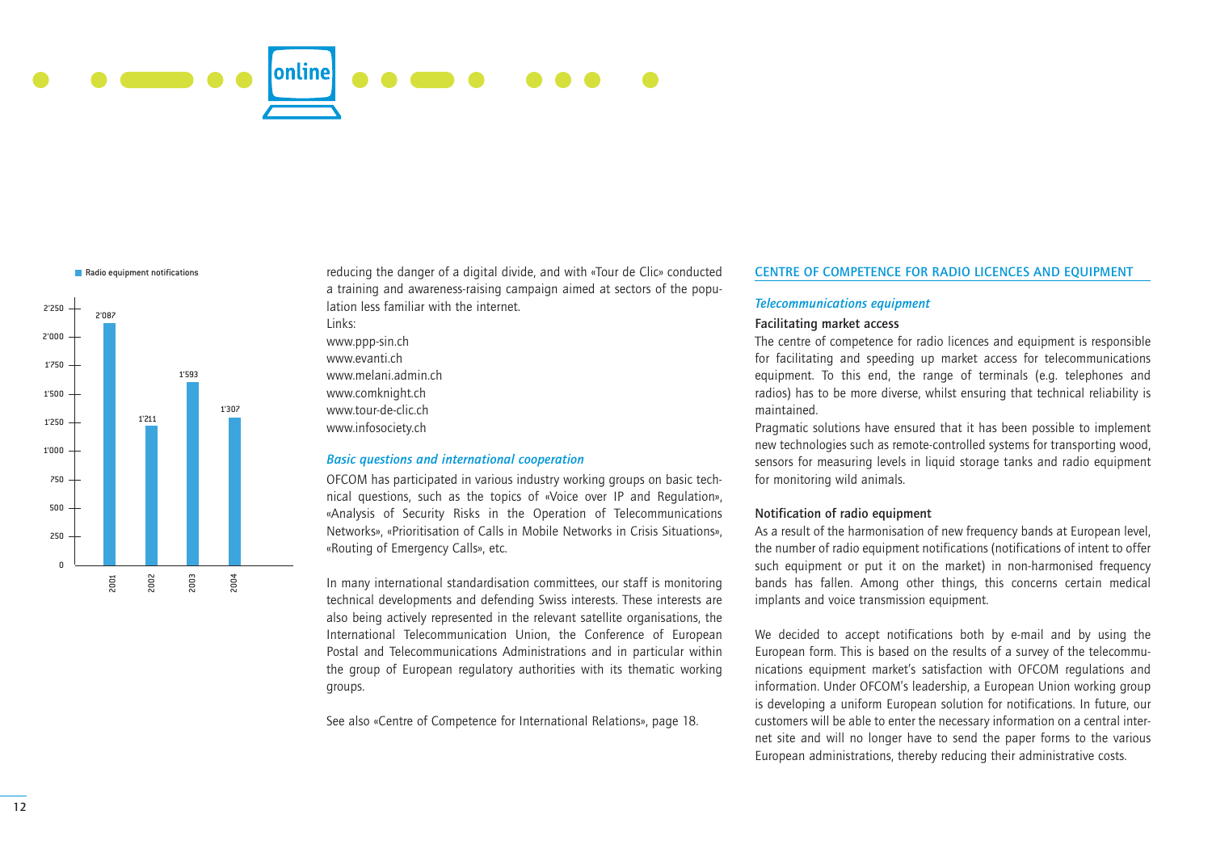**Radio equipment notifications**

| Year | Radio equipment notifications |
|---|---|
| 2001 | 2'087 |
| 2002 | 1'211 |
| 2003 | 1'593 |
| 2004 | 1'307 |

reducing the danger of a digital divide, and with «Tour de Clic» conducted a training and awareness-raising campaign aimed at sectors of the population less familiar with the internet.

Links:
www.ppp-sin.ch
www.evanti.ch
www.melani.admin.ch
www.comknight.ch
www.tour-de-clic.ch
www.infosociety.ch

### *Basic questions and international cooperation*

OFCOM has participated in various industry working groups on basic technical questions, such as the topics of «Voice over IP and Regulation», «Analysis of Security Risks in the Operation of Telecommunications Networks», «Prioritisation of Calls in Mobile Networks in Crisis Situations», «Routing of Emergency Calls», etc.

In many international standardisation committees, our staff is monitoring technical developments and defending Swiss interests. These interests are also being actively represented in the relevant satellite organisations, the International Telecommunication Union, the Conference of European Postal and Telecommunications Administrations and in particular within the group of European regulatory authorities with its thematic working groups.

See also «Centre of Competence for International Relations», page 18.

## CENTRE OF COMPETENCE FOR RADIO LICENCES AND EQUIPMENT

### *Telecommunications equipment*

#### Facilitating market access

The centre of competence for radio licences and equipment is responsible for facilitating and speeding up market access for telecommunications equipment. To this end, the range of terminals (e.g. telephones and radios) has to be more diverse, whilst ensuring that technical reliability is maintained.

Pragmatic solutions have ensured that it has been possible to implement new technologies such as remote-controlled systems for transporting wood, sensors for measuring levels in liquid storage tanks and radio equipment for monitoring wild animals.

#### Notification of radio equipment

As a result of the harmonisation of new frequency bands at European level, the number of radio equipment notifications (notifications of intent to offer such equipment or put it on the market) in non-harmonised frequency bands has fallen. Among other things, this concerns certain medical implants and voice transmission equipment.

We decided to accept notifications both by e-mail and by using the European form. This is based on the results of a survey of the telecommunications equipment market's satisfaction with OFCOM regulations and information. Under OFCOM's leadership, a European Union working group is developing a uniform European solution for notifications. In future, our customers will be able to enter the necessary information on a central internet site and will no longer have to send the paper forms to the various European administrations, thereby reducing their administrative costs.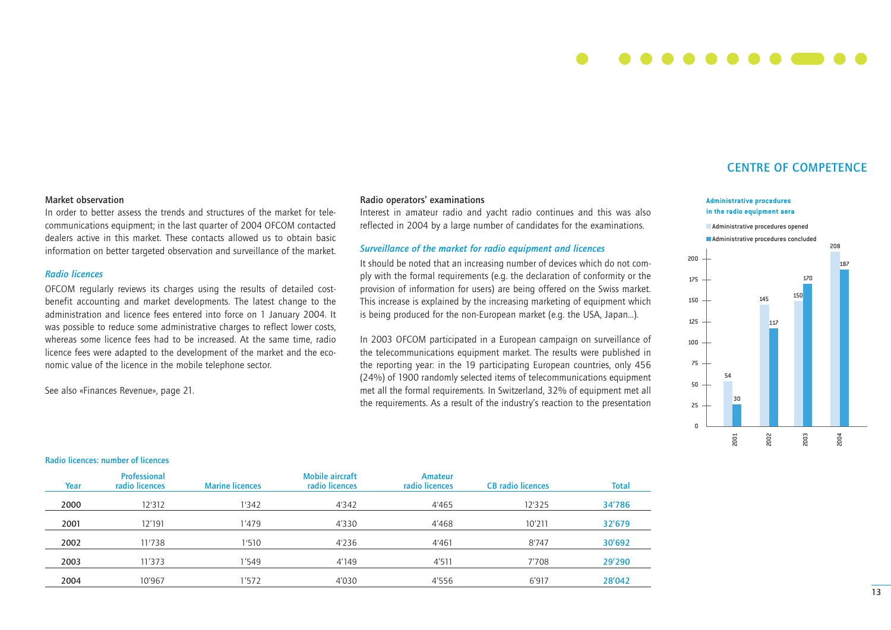## CENTRE OF COMPETENCE

### Market observation

In order to better assess the trends and structures of the market for telecommunications equipment; in the last quarter of 2004 OFCOM contacted dealers active in this market. These contacts allowed us to obtain basic information on better targeted observation and surveillance of the market.

### *Radio licences*

OFCOM regularly reviews its charges using the results of detailed cost-benefit accounting and market developments. The latest change to the administration and licence fees entered into force on 1 January 2004. It was possible to reduce some administrative charges to reflect lower costs, whereas some licence fees had to be increased. At the same time, radio licence fees were adapted to the development of the market and the economic value of the licence in the mobile telephone sector.

See also «Finances Revenue», page 21.

### Radio operators' examinations

Interest in amateur radio and yacht radio continues and this was also reflected in 2004 by a large number of candidates for the examinations.

### *Surveillance of the market for radio equipment and licences*

It should be noted that an increasing number of devices which do not comply with the formal requirements (e.g. the declaration of conformity or the provision of information for users) are being offered on the Swiss market. This increase is explained by the increasing marketing of equipment which is being produced for the non-European market (e.g. the USA, Japan...).

In 2003 OFCOM participated in a European campaign on surveillance of the telecommunications equipment market. The results were published in the reporting year: in the 19 participating European countries, only 456 (24%) of 1900 randomly selected items of telecommunications equipment met all the formal requirements. In Switzerland, 32% of equipment met all the requirements. As a result of the industry's reaction to the presentation

**Administrative procedures in the radio equipment aera**

| Year | Administrative procedures opened | Administrative procedures concluded |
|---|---|---|
| 2001 | 54 | 30 |
| 2002 | 145 | 117 |
| 2003 | 150 | 170 |
| 2004 | 208 | 187 |

**Radio licences: number of licences**

| Year | Professional radio licences | Marine licences | Mobile aircraft radio licences | Amateur radio licences | CB radio licences | Total |
|---|---|---|---|---|---|---|
| 2000 | 12'312 | 1'342 | 4'342 | 4'465 | 12'325 | 34'786 |
| 2001 | 12'191 | 1'479 | 4'330 | 4'468 | 10'211 | 32'679 |
| 2002 | 11'738 | 1'510 | 4'236 | 4'461 | 8'747 | 30'692 |
| 2003 | 11'373 | 1'549 | 4'149 | 4'511 | 7'708 | 29'290 |
| 2004 | 10'967 | 1'572 | 4'030 | 4'556 | 6'917 | 28'042 |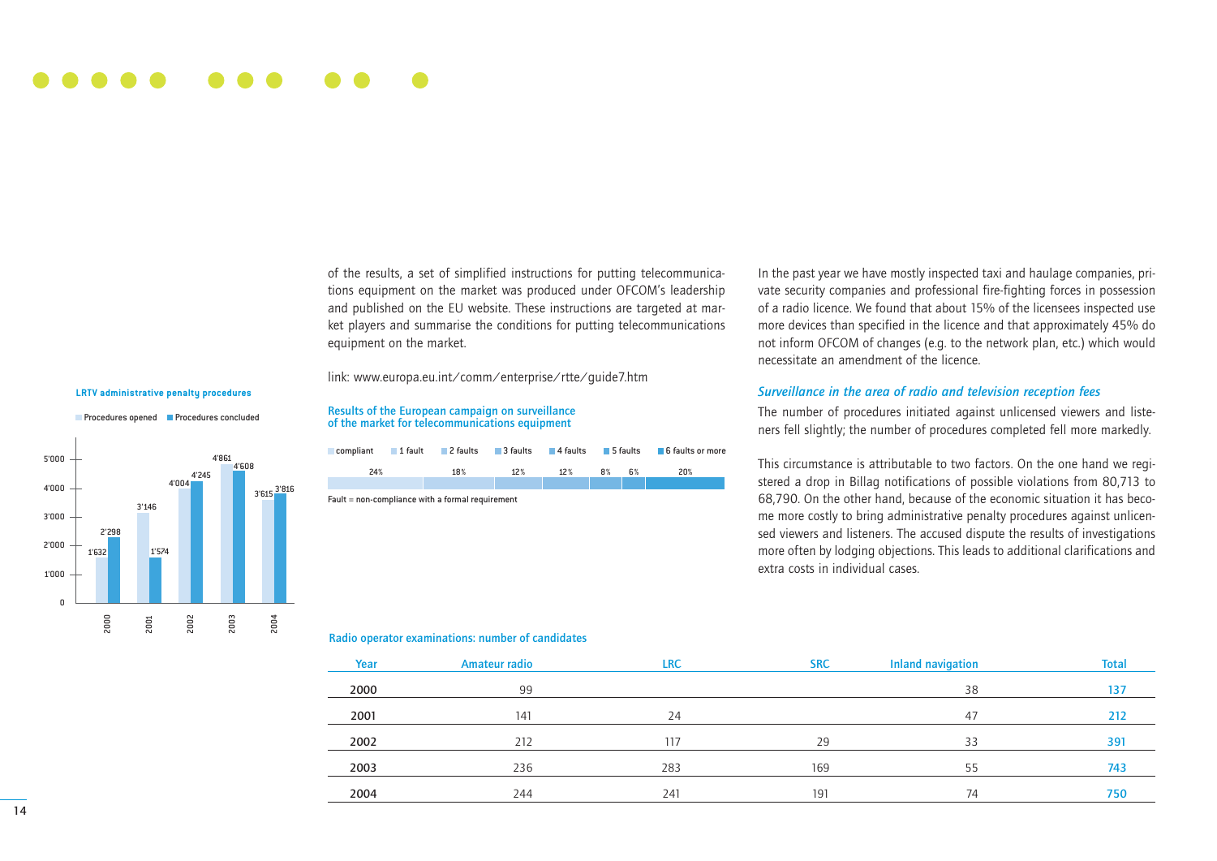of the results, a set of simplified instructions for putting telecommunications equipment on the market was produced under OFCOM's leadership and published on the EU website. These instructions are targeted at market players and summarise the conditions for putting telecommunications equipment on the market.

link: www.europa.eu.int/comm/enterprise/rtte/guide7.htm

**LRTV administrative penalty procedures**

| Year | Procedures opened | Procedures concluded |
|---|---|---|
| 2000 | 1'632 | 2'298 |
| 2001 | 3'146 | 1'574 |
| 2002 | 4'004 | 4'245 |
| 2003 | 4'861 | 4'608 |
| 2004 | 3'615 | 3'816 |

**Results of the European campaign on surveillance of the market for telecommunications equipment**

| compliant | 1 fault | 2 faults | 3 faults | 4 faults | 5 faults | 6 faults or more |
|---|---|---|---|---|---|---|
| 24% | 18% | 12% | 12% | 8% | 6% | 20% |

Fault = non-compliance with a formal requirement

In the past year we have mostly inspected taxi and haulage companies, private security companies and professional fire-fighting forces in possession of a radio licence. We found that about 15% of the licensees inspected use more devices than specified in the licence and that approximately 45% do not inform OFCOM of changes (e.g. to the network plan, etc.) which would necessitate an amendment of the licence.

### *Surveillance in the area of radio and television reception fees*

The number of procedures initiated against unlicensed viewers and listeners fell slightly; the number of procedures completed fell more markedly.

This circumstance is attributable to two factors. On the one hand we registered a drop in Billag notifications of possible violations from 80,713 to 68,790. On the other hand, because of the economic situation it has become more costly to bring administrative penalty procedures against unlicensed viewers and listeners. The accused dispute the results of investigations more often by lodging objections. This leads to additional clarifications and extra costs in individual cases.

**Radio operator examinations: number of candidates**

| Year | Amateur radio | LRC | SRC | Inland navigation | Total |
|---|---|---|---|---|---|
| 2000 | 99 | | | 38 | 137 |
| 2001 | 141 | 24 | | 47 | 212 |
| 2002 | 212 | 117 | 29 | 33 | 391 |
| 2003 | 236 | 283 | 169 | 55 | 743 |
| 2004 | 244 | 241 | 191 | 74 | 750 |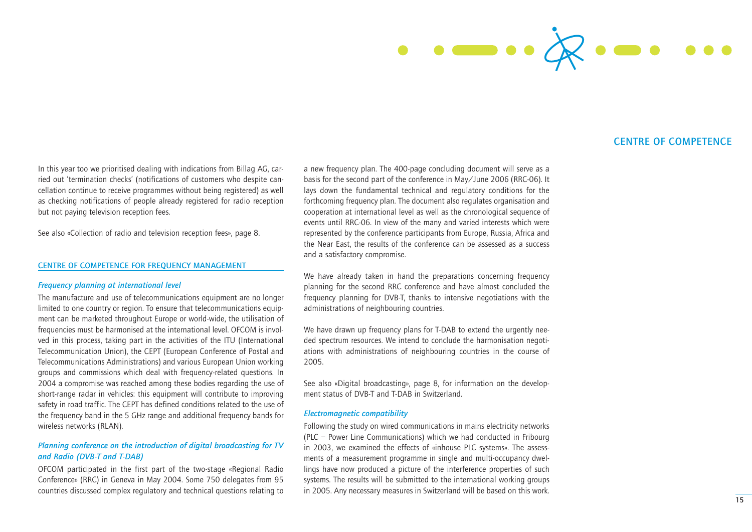## CENTRE OF COMPETENCE

In this year too we prioritised dealing with indications from Billag AG, carried out 'termination checks' (notifications of customers who despite cancellation continue to receive programmes without being registered) as well as checking notifications of people already registered for radio reception but not paying television reception fees.

See also «Collection of radio and television reception fees», page 8.

### CENTRE OF COMPETENCE FOR FREQUENCY MANAGEMENT

#### *Frequency planning at international level*

The manufacture and use of telecommunications equipment are no longer limited to one country or region. To ensure that telecommunications equipment can be marketed throughout Europe or world-wide, the utilisation of frequencies must be harmonised at the international level. OFCOM is involved in this process, taking part in the activities of the ITU (International Telecommunication Union), the CEPT (European Conference of Postal and Telecommunications Administrations) and various European Union working groups and commissions which deal with frequency-related questions. In 2004 a compromise was reached among these bodies regarding the use of short-range radar in vehicles: this equipment will contribute to improving safety in road traffic. The CEPT has defined conditions related to the use of the frequency band in the 5 GHz range and additional frequency bands for wireless networks (RLAN).

#### *Planning conference on the introduction of digital broadcasting for TV and Radio (DVB-T and T-DAB)*

OFCOM participated in the first part of the two-stage «Regional Radio Conference» (RRC) in Geneva in May 2004. Some 750 delegates from 95 countries discussed complex regulatory and technical questions relating to a new frequency plan. The 400-page concluding document will serve as a basis for the second part of the conference in May/June 2006 (RRC-06). It lays down the fundamental technical and regulatory conditions for the forthcoming frequency plan. The document also regulates organisation and cooperation at international level as well as the chronological sequence of events until RRC-06. In view of the many and varied interests which were represented by the conference participants from Europe, Russia, Africa and the Near East, the results of the conference can be assessed as a success and a satisfactory compromise.

We have already taken in hand the preparations concerning frequency planning for the second RRC conference and have almost concluded the frequency planning for DVB-T, thanks to intensive negotiations with the administrations of neighbouring countries.

We have drawn up frequency plans for T-DAB to extend the urgently needed spectrum resources. We intend to conclude the harmonisation negotiations with administrations of neighbouring countries in the course of 2005.

See also «Digital broadcasting», page 8, for information on the development status of DVB-T and T-DAB in Switzerland.

#### *Electromagnetic compatibility*

Following the study on wired communications in mains electricity networks (PLC – Power Line Communications) which we had conducted in Fribourg in 2003, we examined the effects of «inhouse PLC systems». The assessments of a measurement programme in single and multi-occupancy dwellings have now produced a picture of the interference properties of such systems. The results will be submitted to the international working groups in 2005. Any necessary measures in Switzerland will be based on this work.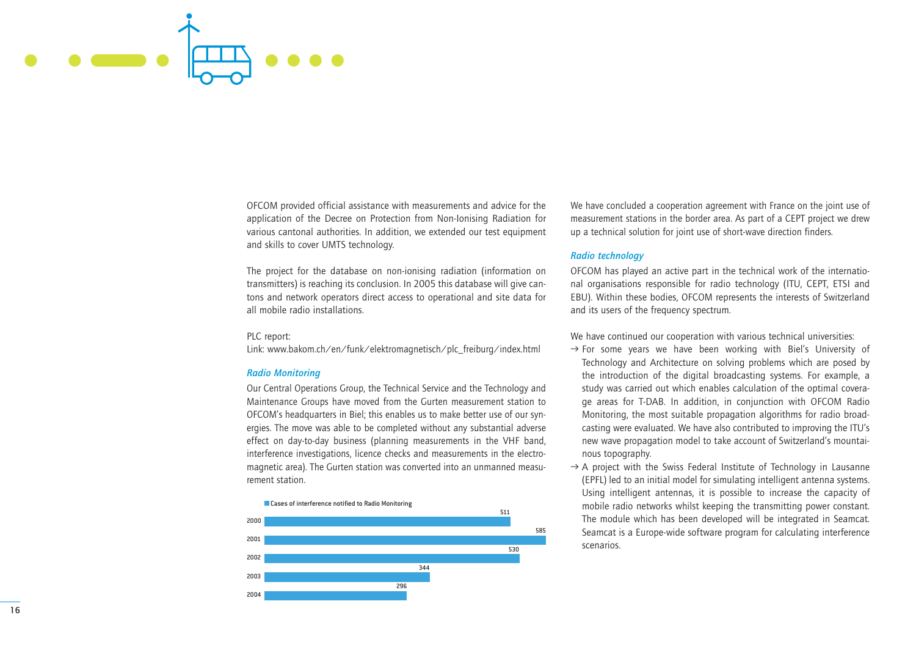OFCOM provided official assistance with measurements and advice for the application of the Decree on Protection from Non-Ionising Radiation for various cantonal authorities. In addition, we extended our test equipment and skills to cover UMTS technology.

The project for the database on non-ionising radiation (information on transmitters) is reaching its conclusion. In 2005 this database will give cantons and network operators direct access to operational and site data for all mobile radio installations.

PLC report:
Link: www.bakom.ch/en/funk/elektromagnetisch/plc_freiburg/index.html

### *Radio Monitoring*

Our Central Operations Group, the Technical Service and the Technology and Maintenance Groups have moved from the Gurten measurement station to OFCOM's headquarters in Biel; this enables us to make better use of our synergies. The move was able to be completed without any substantial adverse effect on day-to-day business (planning measurements in the VHF band, interference investigations, licence checks and measurements in the electromagnetic area). The Gurten station was converted into an unmanned measurement station.

Cases of interference notified to Radio Monitoring

| Year | Cases |
|---|---|
| 2000 | 511 |
| 2001 | 585 |
| 2002 | 530 |
| 2003 | 344 |
| 2004 | 296 |

We have concluded a cooperation agreement with France on the joint use of measurement stations in the border area. As part of a CEPT project we drew up a technical solution for joint use of short-wave direction finders.

### *Radio technology*

OFCOM has played an active part in the technical work of the international organisations responsible for radio technology (ITU, CEPT, ETSI and EBU). Within these bodies, OFCOM represents the interests of Switzerland and its users of the frequency spectrum.

We have continued our cooperation with various technical universities:

- → For some years we have been working with Biel's University of Technology and Architecture on solving problems which are posed by the introduction of the digital broadcasting systems. For example, a study was carried out which enables calculation of the optimal coverage areas for T-DAB. In addition, in conjunction with OFCOM Radio Monitoring, the most suitable propagation algorithms for radio broadcasting were evaluated. We have also contributed to improving the ITU's new wave propagation model to take account of Switzerland's mountainous topography.
- → A project with the Swiss Federal Institute of Technology in Lausanne (EPFL) led to an initial model for simulating intelligent antenna systems. Using intelligent antennas, it is possible to increase the capacity of mobile radio networks whilst keeping the transmitting power constant. The module which has been developed will be integrated in Seamcat. Seamcat is a Europe-wide software program for calculating interference scenarios.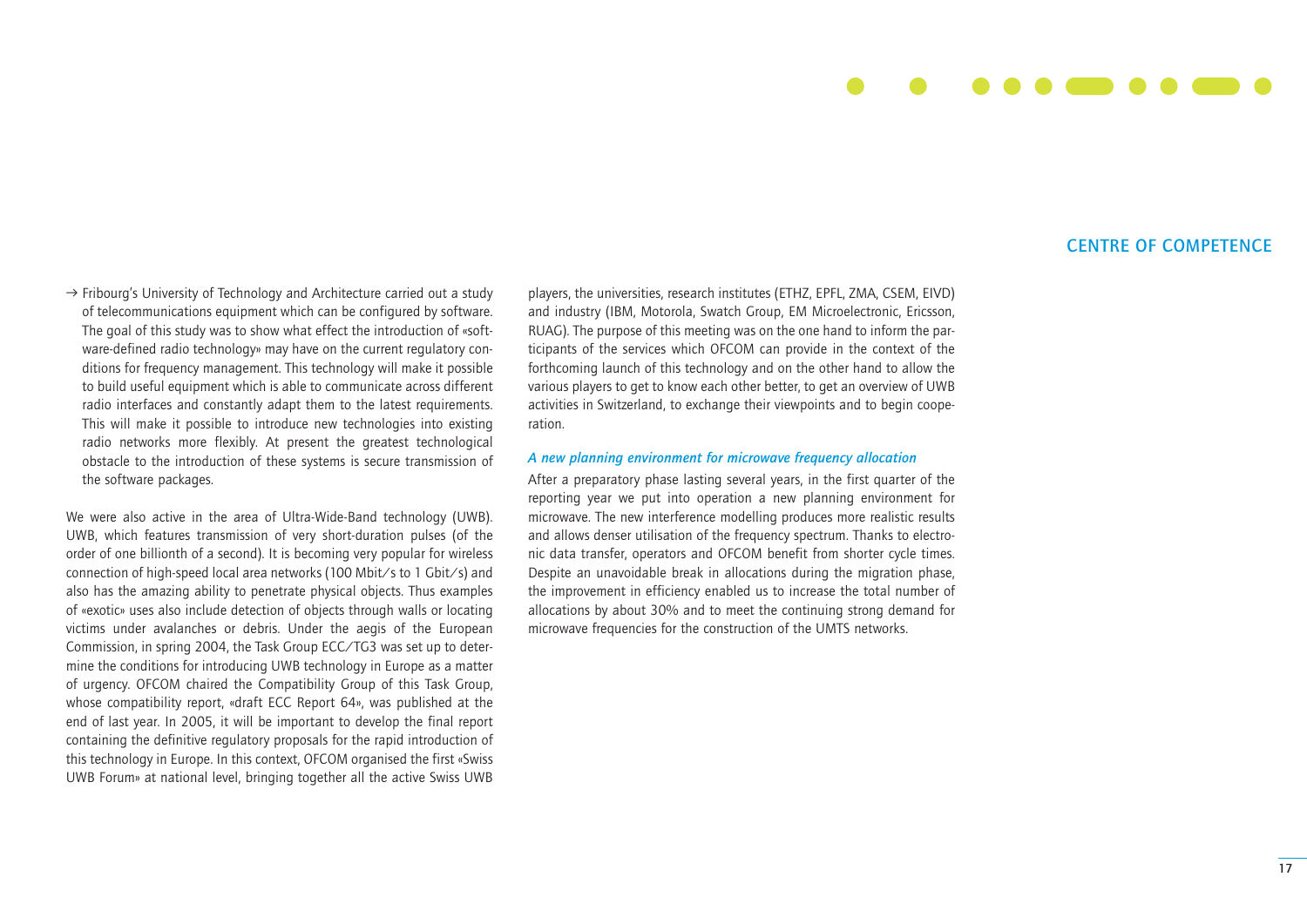→ Fribourg's University of Technology and Architecture carried out a study of telecommunications equipment which can be configured by software. The goal of this study was to show what effect the introduction of «software-defined radio technology» may have on the current regulatory conditions for frequency management. This technology will make it possible to build useful equipment which is able to communicate across different radio interfaces and constantly adapt them to the latest requirements. This will make it possible to introduce new technologies into existing radio networks more flexibly. At present the greatest technological obstacle to the introduction of these systems is secure transmission of the software packages.

We were also active in the area of Ultra-Wide-Band technology (UWB). UWB, which features transmission of very short-duration pulses (of the order of one billionth of a second). It is becoming very popular for wireless connection of high-speed local area networks (100 Mbit/s to 1 Gbit/s) and also has the amazing ability to penetrate physical objects. Thus examples of «exotic» uses also include detection of objects through walls or locating victims under avalanches or debris. Under the aegis of the European Commission, in spring 2004, the Task Group ECC/TG3 was set up to determine the conditions for introducing UWB technology in Europe as a matter of urgency. OFCOM chaired the Compatibility Group of this Task Group, whose compatibility report, «draft ECC Report 64», was published at the end of last year. In 2005, it will be important to develop the final report containing the definitive regulatory proposals for the rapid introduction of this technology in Europe. In this context, OFCOM organised the first «Swiss UWB Forum» at national level, bringing together all the active Swiss UWB players, the universities, research institutes (ETHZ, EPFL, ZMA, CSEM, EIVD) and industry (IBM, Motorola, Swatch Group, EM Microelectronic, Ericsson, RUAG). The purpose of this meeting was on the one hand to inform the participants of the services which OFCOM can provide in the context of the forthcoming launch of this technology and on the other hand to allow the various players to get to know each other better, to get an overview of UWB activities in Switzerland, to exchange their viewpoints and to begin cooperation.

### *A new planning environment for microwave frequency allocation*

After a preparatory phase lasting several years, in the first quarter of the reporting year we put into operation a new planning environment for microwave. The new interference modelling produces more realistic results and allows denser utilisation of the frequency spectrum. Thanks to electronic data transfer, operators and OFCOM benefit from shorter cycle times. Despite an unavoidable break in allocations during the migration phase, the improvement in efficiency enabled us to increase the total number of allocations by about 30% and to meet the continuing strong demand for microwave frequencies for the construction of the UMTS networks.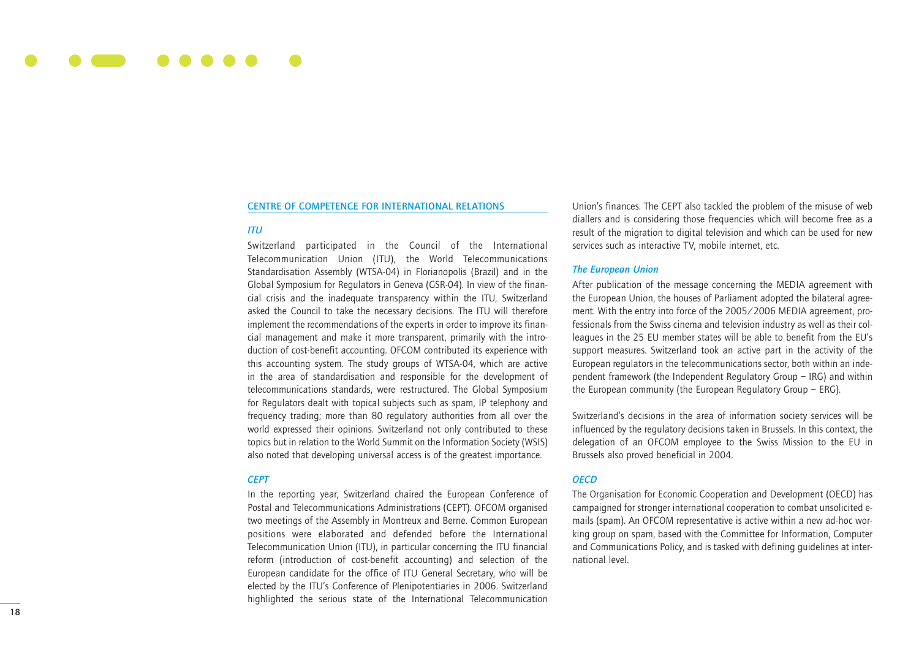## CENTRE OF COMPETENCE FOR INTERNATIONAL RELATIONS

### *ITU*

Switzerland participated in the Council of the International Telecommunication Union (ITU), the World Telecommunications Standardisation Assembly (WTSA-04) in Florianopolis (Brazil) and in the Global Symposium for Regulators in Geneva (GSR-04). In view of the financial crisis and the inadequate transparency within the ITU, Switzerland asked the Council to take the necessary decisions. The ITU will therefore implement the recommendations of the experts in order to improve its financial management and make it more transparent, primarily with the introduction of cost-benefit accounting. OFCOM contributed its experience with this accounting system. The study groups of WTSA-04, which are active in the area of standardisation and responsible for the development of telecommunications standards, were restructured. The Global Symposium for Regulators dealt with topical subjects such as spam, IP telephony and frequency trading; more than 80 regulatory authorities from all over the world expressed their opinions. Switzerland not only contributed to these topics but in relation to the World Summit on the Information Society (WSIS) also noted that developing universal access is of the greatest importance.

### *CEPT*

In the reporting year, Switzerland chaired the European Conference of Postal and Telecommunications Administrations (CEPT). OFCOM organised two meetings of the Assembly in Montreux and Berne. Common European positions were elaborated and defended before the International Telecommunication Union (ITU), in particular concerning the ITU financial reform (introduction of cost-benefit accounting) and selection of the European candidate for the office of ITU General Secretary, who will be elected by the ITU's Conference of Plenipotentiaries in 2006. Switzerland highlighted the serious state of the International Telecommunication Union's finances. The CEPT also tackled the problem of the misuse of web diallers and is considering those frequencies which will become free as a result of the migration to digital television and which can be used for new services such as interactive TV, mobile internet, etc.

### *The European Union*

After publication of the message concerning the MEDIA agreement with the European Union, the houses of Parliament adopted the bilateral agreement. With the entry into force of the 2005/2006 MEDIA agreement, professionals from the Swiss cinema and television industry as well as their colleagues in the 25 EU member states will be able to benefit from the EU's support measures. Switzerland took an active part in the activity of the European regulators in the telecommunications sector, both within an independent framework (the Independent Regulatory Group – IRG) and within the European community (the European Regulatory Group – ERG).

Switzerland's decisions in the area of information society services will be influenced by the regulatory decisions taken in Brussels. In this context, the delegation of an OFCOM employee to the Swiss Mission to the EU in Brussels also proved beneficial in 2004.

### *OECD*

The Organisation for Economic Cooperation and Development (OECD) has campaigned for stronger international cooperation to combat unsolicited e-mails (spam). An OFCOM representative is active within a new ad-hoc working group on spam, based with the Committee for Information, Computer and Communications Policy, and is tasked with defining guidelines at international level.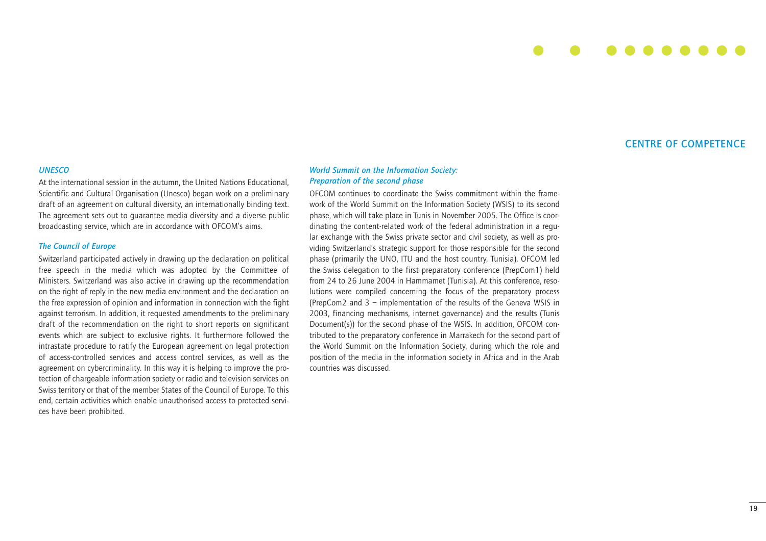## CENTRE OF COMPETENCE

### *UNESCO*

At the international session in the autumn, the United Nations Educational, Scientific and Cultural Organisation (Unesco) began work on a preliminary draft of an agreement on cultural diversity, an internationally binding text. The agreement sets out to guarantee media diversity and a diverse public broadcasting service, which are in accordance with OFCOM's aims.

### *The Council of Europe*

Switzerland participated actively in drawing up the declaration on political free speech in the media which was adopted by the Committee of Ministers. Switzerland was also active in drawing up the recommendation on the right of reply in the new media environment and the declaration on the free expression of opinion and information in connection with the fight against terrorism. In addition, it requested amendments to the preliminary draft of the recommendation on the right to short reports on significant events which are subject to exclusive rights. It furthermore followed the intrastate procedure to ratify the European agreement on legal protection of access-controlled services and access control services, as well as the agreement on cybercriminality. In this way it is helping to improve the protection of chargeable information society or radio and television services on Swiss territory or that of the member States of the Council of Europe. To this end, certain activities which enable unauthorised access to protected services have been prohibited.

### *World Summit on the Information Society: Preparation of the second phase*

OFCOM continues to coordinate the Swiss commitment within the framework of the World Summit on the Information Society (WSIS) to its second phase, which will take place in Tunis in November 2005. The Office is coordinating the content-related work of the federal administration in a regular exchange with the Swiss private sector and civil society, as well as providing Switzerland's strategic support for those responsible for the second phase (primarily the UNO, ITU and the host country, Tunisia). OFCOM led the Swiss delegation to the first preparatory conference (PrepCom1) held from 24 to 26 June 2004 in Hammamet (Tunisia). At this conference, resolutions were compiled concerning the focus of the preparatory process (PrepCom2 and 3 – implementation of the results of the Geneva WSIS in 2003, financing mechanisms, internet governance) and the results (Tunis Document(s)) for the second phase of the WSIS. In addition, OFCOM contributed to the preparatory conference in Marrakech for the second part of the World Summit on the Information Society, during which the role and position of the media in the information society in Africa and in the Arab countries was discussed.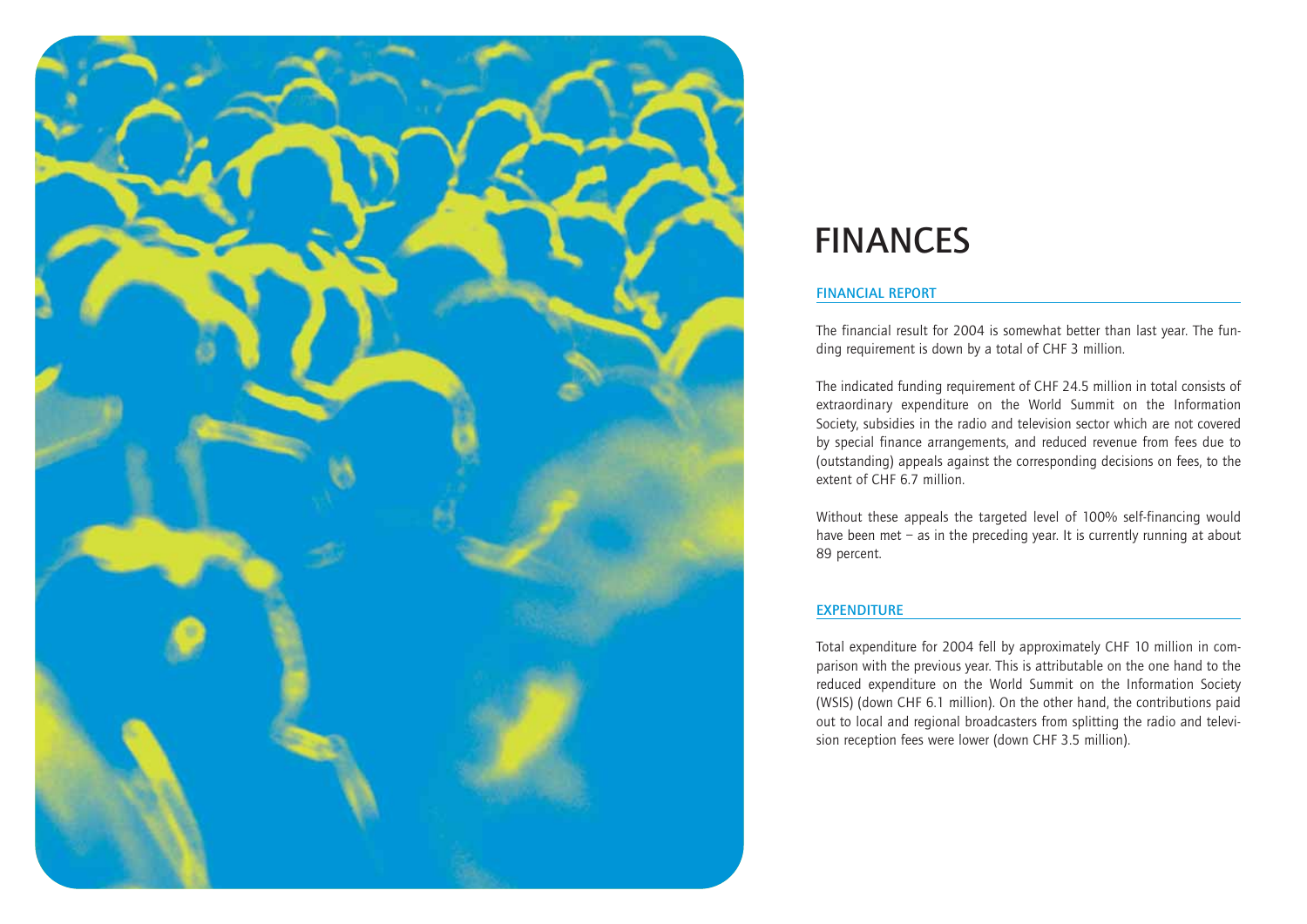# FINANCES

## FINANCIAL REPORT

The financial result for 2004 is somewhat better than last year. The funding requirement is down by a total of CHF 3 million.

The indicated funding requirement of CHF 24.5 million in total consists of extraordinary expenditure on the World Summit on the Information Society, subsidies in the radio and television sector which are not covered by special finance arrangements, and reduced revenue from fees due to (outstanding) appeals against the corresponding decisions on fees, to the extent of CHF 6.7 million.

Without these appeals the targeted level of 100% self-financing would have been met – as in the preceding year. It is currently running at about 89 percent.

## EXPENDITURE

Total expenditure for 2004 fell by approximately CHF 10 million in comparison with the previous year. This is attributable on the one hand to the reduced expenditure on the World Summit on the Information Society (WSIS) (down CHF 6.1 million). On the other hand, the contributions paid out to local and regional broadcasters from splitting the radio and television reception fees were lower (down CHF 3.5 million).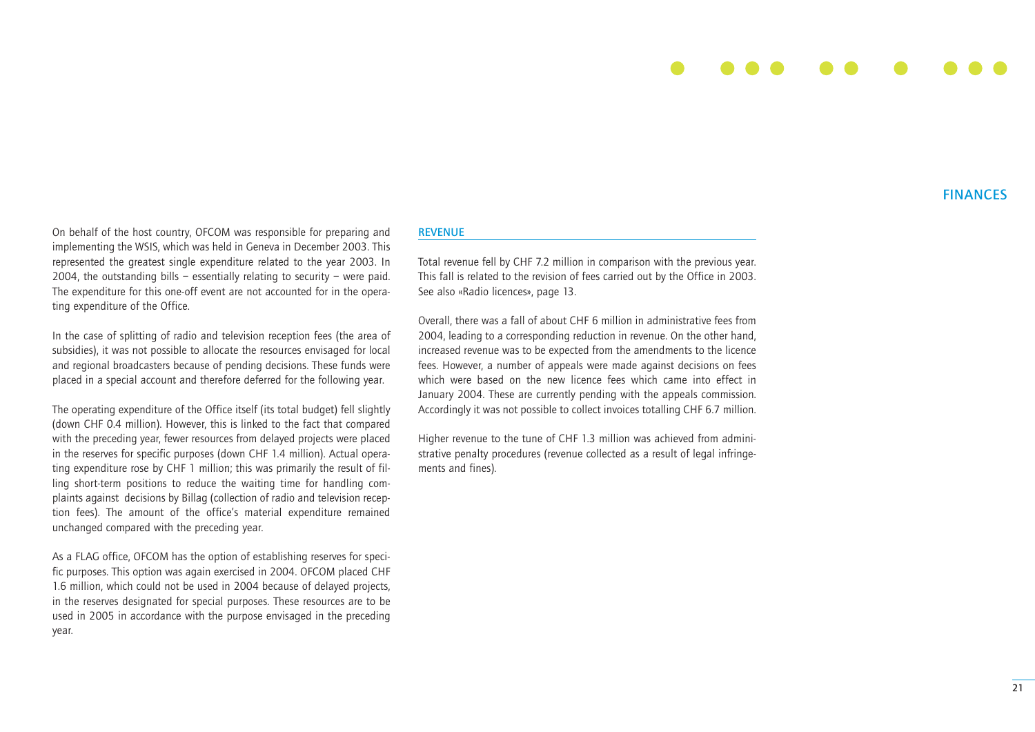## FINANCES

On behalf of the host country, OFCOM was responsible for preparing and implementing the WSIS, which was held in Geneva in December 2003. This represented the greatest single expenditure related to the year 2003. In 2004, the outstanding bills – essentially relating to security – were paid. The expenditure for this one-off event are not accounted for in the operating expenditure of the Office.

In the case of splitting of radio and television reception fees (the area of subsidies), it was not possible to allocate the resources envisaged for local and regional broadcasters because of pending decisions. These funds were placed in a special account and therefore deferred for the following year.

The operating expenditure of the Office itself (its total budget) fell slightly (down CHF 0.4 million). However, this is linked to the fact that compared with the preceding year, fewer resources from delayed projects were placed in the reserves for specific purposes (down CHF 1.4 million). Actual operating expenditure rose by CHF 1 million; this was primarily the result of filling short-term positions to reduce the waiting time for handling complaints against decisions by Billag (collection of radio and television reception fees). The amount of the office's material expenditure remained unchanged compared with the preceding year.

As a FLAG office, OFCOM has the option of establishing reserves for specific purposes. This option was again exercised in 2004. OFCOM placed CHF 1.6 million, which could not be used in 2004 because of delayed projects, in the reserves designated for special purposes. These resources are to be used in 2005 in accordance with the purpose envisaged in the preceding year.

### REVENUE

Total revenue fell by CHF 7.2 million in comparison with the previous year. This fall is related to the revision of fees carried out by the Office in 2003. See also «Radio licences», page 13.

Overall, there was a fall of about CHF 6 million in administrative fees from 2004, leading to a corresponding reduction in revenue. On the other hand, increased revenue was to be expected from the amendments to the licence fees. However, a number of appeals were made against decisions on fees which were based on the new licence fees which came into effect in January 2004. These are currently pending with the appeals commission. Accordingly it was not possible to collect invoices totalling CHF 6.7 million.

Higher revenue to the tune of CHF 1.3 million was achieved from administrative penalty procedures (revenue collected as a result of legal infringements and fines).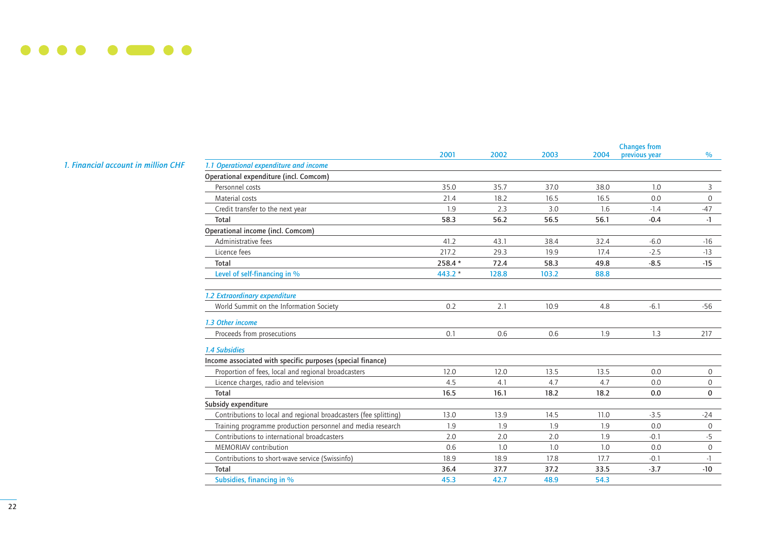## 1. Financial account in million CHF

| | 2001 | 2002 | 2003 | 2004 | Changes from previous year | % |
|---|---|---|---|---|---|---|
| *1.1 Operational expenditure and income* | | | | | | |
| **Operational expenditure (incl. Comcom)** | | | | | | |
| Personnel costs | 35.0 | 35.7 | 37.0 | 38.0 | 1.0 | 3 |
| Material costs | 21.4 | 18.2 | 16.5 | 16.5 | 0.0 | 0 |
| Credit transfer to the next year | 1.9 | 2.3 | 3.0 | 1.6 | -1.4 | -47 |
| **Total** | **58.3** | **56.2** | **56.5** | **56.1** | **-0.4** | **-1** |
| **Operational income (incl. Comcom)** | | | | | | |
| Administrative fees | 41.2 | 43.1 | 38.4 | 32.4 | -6.0 | -16 |
| Licence fees | 217.2 | 29.3 | 19.9 | 17.4 | -2.5 | -13 |
| **Total** | **258.4 \*** | **72.4** | **58.3** | **49.8** | **-8.5** | **-15** |
| Level of self-financing in % | 443.2 * | 128.8 | 103.2 | 88.8 | | |
| *1.2 Extraordinary expenditure* | | | | | | |
| World Summit on the Information Society | 0.2 | 2.1 | 10.9 | 4.8 | -6.1 | -56 |
| *1.3 Other income* | | | | | | |
| Proceeds from prosecutions | 0.1 | 0.6 | 0.6 | 1.9 | 1.3 | 217 |
| *1.4 Subsidies* | | | | | | |
| **Income associated with specific purposes (special finance)** | | | | | | |
| Proportion of fees, local and regional broadcasters | 12.0 | 12.0 | 13.5 | 13.5 | 0.0 | 0 |
| Licence charges, radio and television | 4.5 | 4.1 | 4.7 | 4.7 | 0.0 | 0 |
| **Total** | **16.5** | **16.1** | **18.2** | **18.2** | **0.0** | **0** |
| **Subsidy expenditure** | | | | | | |
| Contributions to local and regional broadcasters (fee splitting) | 13.0 | 13.9 | 14.5 | 11.0 | -3.5 | -24 |
| Training programme production personnel and media research | 1.9 | 1.9 | 1.9 | 1.9 | 0.0 | 0 |
| Contributions to international broadcasters | 2.0 | 2.0 | 2.0 | 1.9 | -0.1 | -5 |
| MEMORIAV contribution | 0.6 | 1.0 | 1.0 | 1.0 | 0.0 | 0 |
| Contributions to short-wave service (Swissinfo) | 18.9 | 18.9 | 17.8 | 17.7 | -0.1 | -1 |
| **Total** | **36.4** | **37.7** | **37.2** | **33.5** | **-3.7** | **-10** |
| Subsidies, financing in % | 45.3 | 42.7 | 48.9 | 54.3 | | |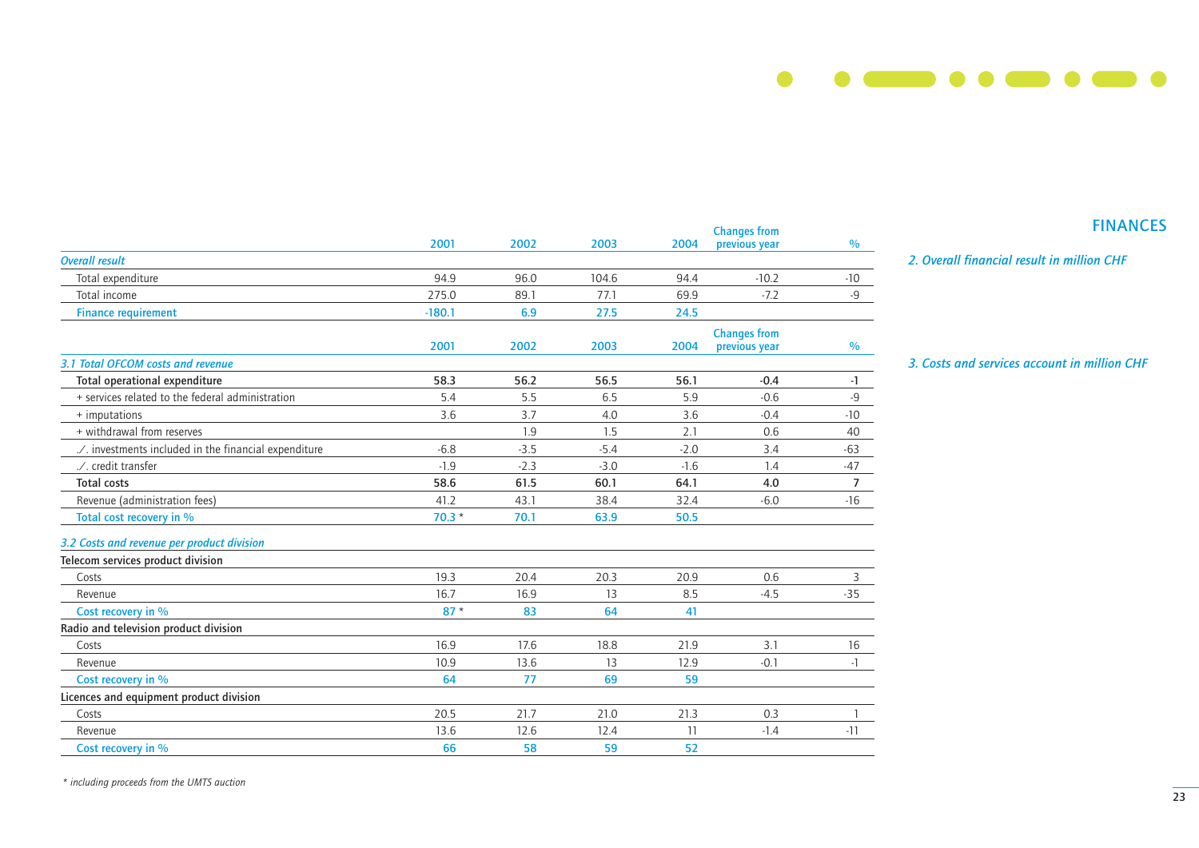## FINANCES

*2. Overall financial result in million CHF*

| | 2001 | 2002 | 2003 | 2004 | Changes from previous year | % |
|---|---|---|---|---|---|---|
| *Overall result* | | | | | | |
| Total expenditure | 94.9 | 96.0 | 104.6 | 94.4 | -10.2 | -10 |
| Total income | 275.0 | 89.1 | 77.1 | 69.9 | -7.2 | -9 |
| Finance requirement | -180.1 | 6.9 | 27.5 | 24.5 | | |

*3. Costs and services account in million CHF*

| | 2001 | 2002 | 2003 | 2004 | Changes from previous year | % |
|---|---|---|---|---|---|---|
| *3.1 Total OFCOM costs and revenue* | | | | | | |
| **Total operational expenditure** | **58.3** | **56.2** | **56.5** | **56.1** | **-0.4** | **-1** |
| + services related to the federal administration | 5.4 | 5.5 | 6.5 | 5.9 | -0.6 | -9 |
| + imputations | 3.6 | 3.7 | 4.0 | 3.6 | -0.4 | -10 |
| + withdrawal from reserves | | 1.9 | 1.5 | 2.1 | 0.6 | 40 |
| ./. investments included in the financial expenditure | -6.8 | -3.5 | -5.4 | -2.0 | 3.4 | -63 |
| ./. credit transfer | -1.9 | -2.3 | -3.0 | -1.6 | 1.4 | -47 |
| **Total costs** | **58.6** | **61.5** | **60.1** | **64.1** | **4.0** | **7** |
| Revenue (administration fees) | 41.2 | 43.1 | 38.4 | 32.4 | -6.0 | -16 |
| Total cost recovery in % | 70.3 * | 70.1 | 63.9 | 50.5 | | |
| *3.2 Costs and revenue per product division* | | | | | | |
| Telecom services product division | | | | | | |
| Costs | 19.3 | 20.4 | 20.3 | 20.9 | 0.6 | 3 |
| Revenue | 16.7 | 16.9 | 13 | 8.5 | -4.5 | -35 |
| Cost recovery in % | 87 * | 83 | 64 | 41 | | |
| Radio and television product division | | | | | | |
| Costs | 16.9 | 17.6 | 18.8 | 21.9 | 3.1 | 16 |
| Revenue | 10.9 | 13.6 | 13 | 12.9 | -0.1 | -1 |
| Cost recovery in % | 64 | 77 | 69 | 59 | | |
| Licences and equipment product division | | | | | | |
| Costs | 20.5 | 21.7 | 21.0 | 21.3 | 0.3 | 1 |
| Revenue | 13.6 | 12.6 | 12.4 | 11 | -1.4 | -11 |
| Cost recovery in % | 66 | 58 | 59 | 52 | | |

*\* including proceeds from the UMTS auction*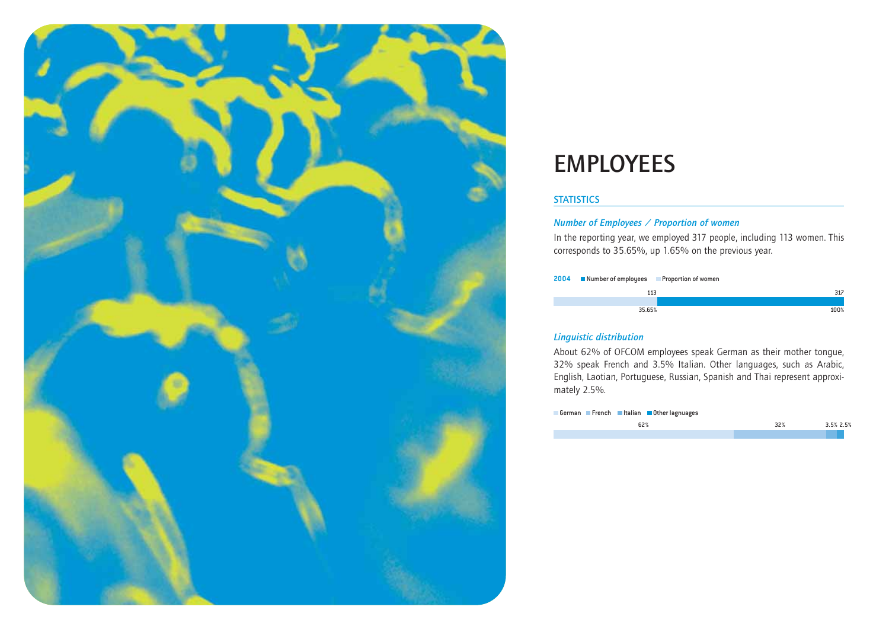# EMPLOYEES

## STATISTICS

### *Number of Employees / Proportion of women*

In the reporting year, we employed 317 people, including 113 women. This corresponds to 35.65%, up 1.65% on the previous year.

**2004** Number of employees Proportion of women

| | Proportion of women | Number of employees |
|---|---|---|
| Count | 113 | 317 |
| Percentage | 35.65% | 100% |

### *Linguistic distribution*

About 62% of OFCOM employees speak German as their mother tongue, 32% speak French and 3.5% Italian. Other languages, such as Arabic, English, Laotian, Portuguese, Russian, Spanish and Thai represent approximately 2.5%.

German French Italian Other lagnuages

| German | French | Italian | Other lagnuages |
|---|---|---|---|
| 62% | 32% | 3.5% | 2.5% |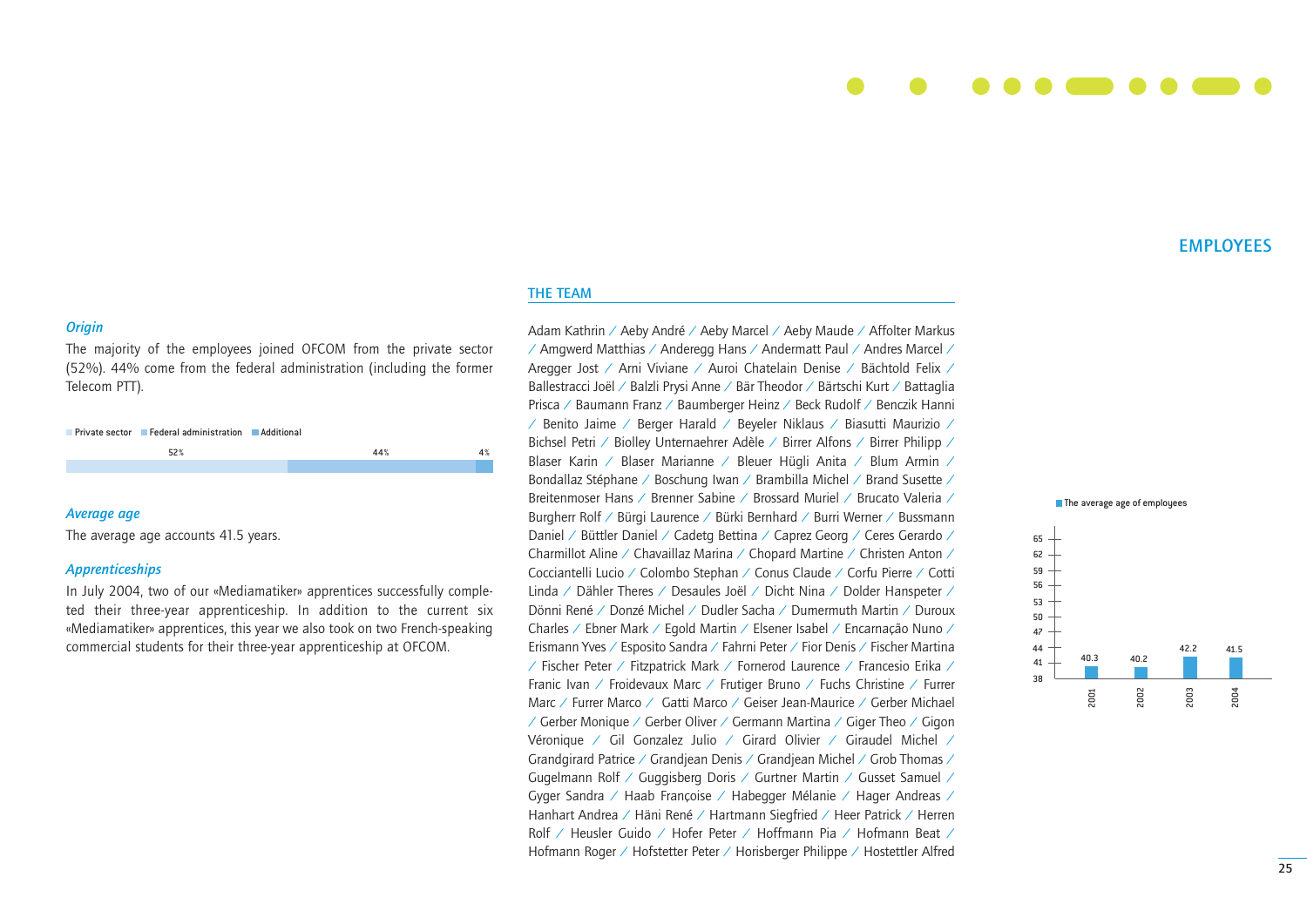# EMPLOYEES

### *Origin*

The majority of the employees joined OFCOM from the private sector (52%). 44% come from the federal administration (including the former Telecom PTT).

| Private sector | Federal administration | Additional |
|---|---|---|
| 52% | 44% | 4% |

### *Average age*

The average age accounts 41.5 years.

### *Apprenticeships*

In July 2004, two of our «Mediamatiker» apprentices successfully completed their three-year apprenticeship. In addition to the current six «Mediamatiker» apprentices, this year we also took on two French-speaking commercial students for their three-year apprenticeship at OFCOM.

## THE TEAM

Adam Kathrin / Aeby André / Aeby Marcel / Aeby Maude / Affolter Markus / Amgwerd Matthias / Anderegg Hans / Andermatt Paul / Andres Marcel / Aregger Jost / Arni Viviane / Auroi Chatelain Denise / Bächtold Felix / Ballestracci Joël / Balzli Prysi Anne / Bär Theodor / Bärtschi Kurt / Battaglia Prisca / Baumann Franz / Baumberger Heinz / Beck Rudolf / Benczik Hanni / Benito Jaime / Berger Harald / Beyeler Niklaus / Biasutti Maurizio / Bichsel Petri / Biolley Unternaehrer Adèle / Birrer Alfons / Birrer Philipp / Blaser Karin / Blaser Marianne / Bleuer Hügli Anita / Blum Armin / Bondallaz Stéphane / Boschung Iwan / Brambilla Michel / Brand Susette / Breitenmoser Hans / Brenner Sabine / Brossard Muriel / Brucato Valeria / Burgherr Rolf / Bürgi Laurence / Bürki Bernhard / Burri Werner / Bussmann Daniel / Büttler Daniel / Cadetg Bettina / Caprez Georg / Ceres Gerardo / Charmillot Aline / Chavaillaz Marina / Chopard Martine / Christen Anton / Cocciantelli Lucio / Colombo Stephan / Conus Claude / Corfu Pierre / Cotti Linda / Dähler Theres / Desaules Joël / Dicht Nina / Dolder Hanspeter / Dönni René / Donzé Michel / Dudler Sacha / Dumermuth Martin / Duroux Charles / Ebner Mark / Egold Martin / Elsener Isabel / Encarnação Nuno / Erismann Yves / Esposito Sandra / Fahrni Peter / Fior Denis / Fischer Martina / Fischer Peter / Fitzpatrick Mark / Fornerod Laurence / Francesio Erika / Franic Ivan / Froidevaux Marc / Frutiger Bruno / Fuchs Christine / Furrer Marc / Furrer Marco / Gatti Marco / Geiser Jean-Maurice / Gerber Michael / Gerber Monique / Gerber Oliver / Germann Martina / Giger Theo / Gigon Véronique / Gil Gonzalez Julio / Girard Olivier / Giraudel Michel / Grandgirard Patrice / Grandjean Denis / Grandjean Michel / Grob Thomas / Gugelmann Rolf / Guggisberg Doris / Gurtner Martin / Gusset Samuel / Gyger Sandra / Haab Françoise / Habegger Mélanie / Hager Andreas / Hanhart Andrea / Häni René / Hartmann Siegfried / Heer Patrick / Herren Rolf / Heusler Guido / Hofer Peter / Hoffmann Pia / Hofmann Beat / Hofmann Roger / Hofstetter Peter / Horisberger Philippe / Hostettler Alfred

The average age of employees

| Year | 2001 | 2002 | 2003 | 2004 |
|---|---|---|---|---|
| Average age | 40.3 | 40.2 | 42.2 | 41.5 |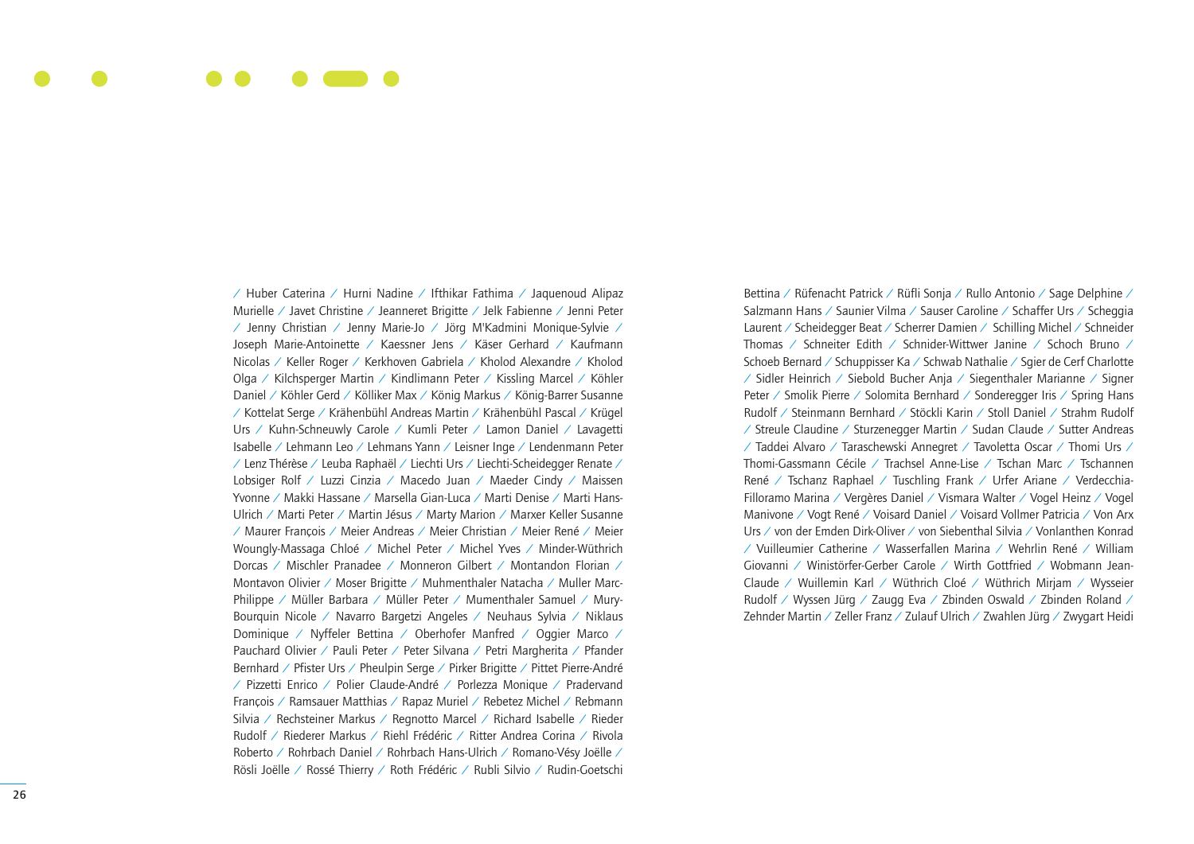/ Huber Caterina / Hurni Nadine / Ifthikar Fathima / Jaquenoud Alipaz Murielle / Javet Christine / Jeanneret Brigitte / Jelk Fabienne / Jenni Peter / Jenny Christian / Jenny Marie-Jo / Jörg M'Kadmini Monique-Sylvie / Joseph Marie-Antoinette / Kaessner Jens / Käser Gerhard / Kaufmann Nicolas / Keller Roger / Kerkhoven Gabriela / Kholod Alexandre / Kholod Olga / Kilchsperger Martin / Kindlimann Peter / Kissling Marcel / Köhler Daniel / Köhler Gerd / Kölliker Max / König Markus / König-Barrer Susanne / Kottelat Serge / Krähenbühl Andreas Martin / Krähenbühl Pascal / Krügel Urs / Kuhn-Schneuwly Carole / Kumli Peter / Lamon Daniel / Lavagetti Isabelle / Lehmann Leo / Lehmans Yann / Leisner Inge / Lendenmann Peter / Lenz Thérèse / Leuba Raphaël / Liechti Urs / Liechti-Scheidegger Renate / Lobsiger Rolf / Luzzi Cinzia / Macedo Juan / Maeder Cindy / Maissen Yvonne / Makki Hassane / Marsella Gian-Luca / Marti Denise / Marti Hans-Ulrich / Marti Peter / Martin Jésus / Marty Marion / Marxer Keller Susanne / Maurer François / Meier Andreas / Meier Christian / Meier René / Meier Woungly-Massaga Chloé / Michel Peter / Michel Yves / Minder-Wüthrich Dorcas / Mischler Pranadee / Monneron Gilbert / Montandon Florian / Montavon Olivier / Moser Brigitte / Muhmenthaler Natacha / Muller Marc-Philippe / Müller Barbara / Müller Peter / Mumenthaler Samuel / Mury-Bourquin Nicole / Navarro Bargetzi Angeles / Neuhaus Sylvia / Niklaus Dominique / Nyffeler Bettina / Oberhofer Manfred / Oggier Marco / Pauchard Olivier / Pauli Peter / Peter Silvana / Petri Margherita / Pfander Bernhard / Pfister Urs / Pheulpin Serge / Pirker Brigitte / Pittet Pierre-André / Pizzetti Enrico / Polier Claude-André / Porlezza Monique / Pradervand François / Ramsauer Matthias / Rapaz Muriel / Rebetez Michel / Rebmann Silvia / Rechsteiner Markus / Regnotto Marcel / Richard Isabelle / Rieder Rudolf / Riederer Markus / Riehl Frédéric / Ritter Andrea Corina / Rivola Roberto / Rohrbach Daniel / Rohrbach Hans-Ulrich / Romano-Vésy Joëlle / Rösli Joëlle / Rossé Thierry / Roth Frédéric / Rubli Silvio / Rudin-Goetschi Bettina / Rüfenacht Patrick / Rüfli Sonja / Rullo Antonio / Sage Delphine / Salzmann Hans / Saunier Vilma / Sauser Caroline / Schaffer Urs / Scheggia Laurent / Scheidegger Beat / Scherrer Damien / Schilling Michel / Schneider Thomas / Schneiter Edith / Schnider-Wittwer Janine / Schoch Bruno / Schoeb Bernard / Schuppisser Ka / Schwab Nathalie / Sgier de Cerf Charlotte / Sidler Heinrich / Siebold Bucher Anja / Siegenthaler Marianne / Signer Peter / Smolik Pierre / Solomita Bernhard / Sonderegger Iris / Spring Hans Rudolf / Steinmann Bernhard / Stöckli Karin / Stoll Daniel / Strahm Rudolf / Streule Claudine / Sturzenegger Martin / Sudan Claude / Sutter Andreas / Taddei Alvaro / Taraschewski Annegret / Tavoletta Oscar / Thomi Urs / Thomi-Gassmann Cécile / Trachsel Anne-Lise / Tschan Marc / Tschannen René / Tschanz Raphael / Tuschling Frank / Urfer Ariane / Verdecchia-Filloramo Marina / Vergères Daniel / Vismara Walter / Vogel Heinz / Vogel Manivone / Vogt René / Voisard Daniel / Voisard Vollmer Patricia / Von Arx Urs / von der Emden Dirk-Oliver / von Siebenthal Silvia / Vonlanthen Konrad / Vuilleumier Catherine / Wasserfallen Marina / Wehrlin René / William Giovanni / Winistörfer-Gerber Carole / Wirth Gottfried / Wobmann Jean-Claude / Wuillemin Karl / Wüthrich Cloé / Wüthrich Mirjam / Wysseier Rudolf / Wyssen Jürg / Zaugg Eva / Zbinden Oswald / Zbinden Roland / Zehnder Martin / Zeller Franz / Zulauf Ulrich / Zwahlen Jürg / Zwygart Heidi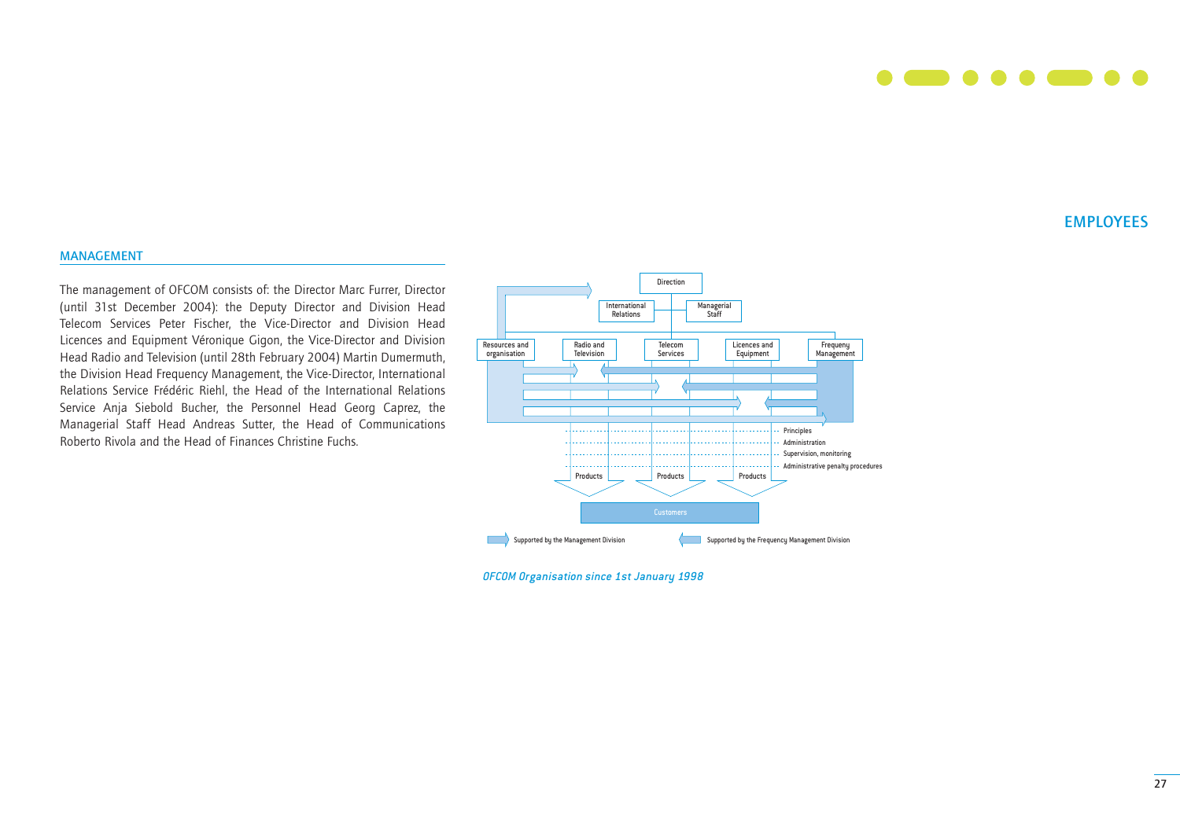# EMPLOYEES

## MANAGEMENT

The management of OFCOM consists of: the Director Marc Furrer, Director (until 31st December 2004): the Deputy Director and Division Head Telecom Services Peter Fischer, the Vice-Director and Division Head Licences and Equipment Véronique Gigon, the Vice-Director and Division Head Radio and Television (until 28th February 2004) Martin Dumermuth, the Division Head Frequency Management, the Vice-Director, International Relations Service Frédéric Riehl, the Head of the International Relations Service Anja Siebold Bucher, the Personnel Head Georg Caprez, the Managerial Staff Head Andreas Sutter, the Head of Communications Roberto Rivola and the Head of Finances Christine Fuchs.

Direction

International Relations

Managerial Staff

Resources and organisation

Radio and Television

Telecom Services

Licences and Equipment

Frequeny Management

Principles

Administration

Supervision, monitoring

Administrative penalty procedures

Products

Products

Products

Customers

Supported by the Management Division

Supported by the Frequency Management Division

*OFCOM Organisation since 1st January 1998*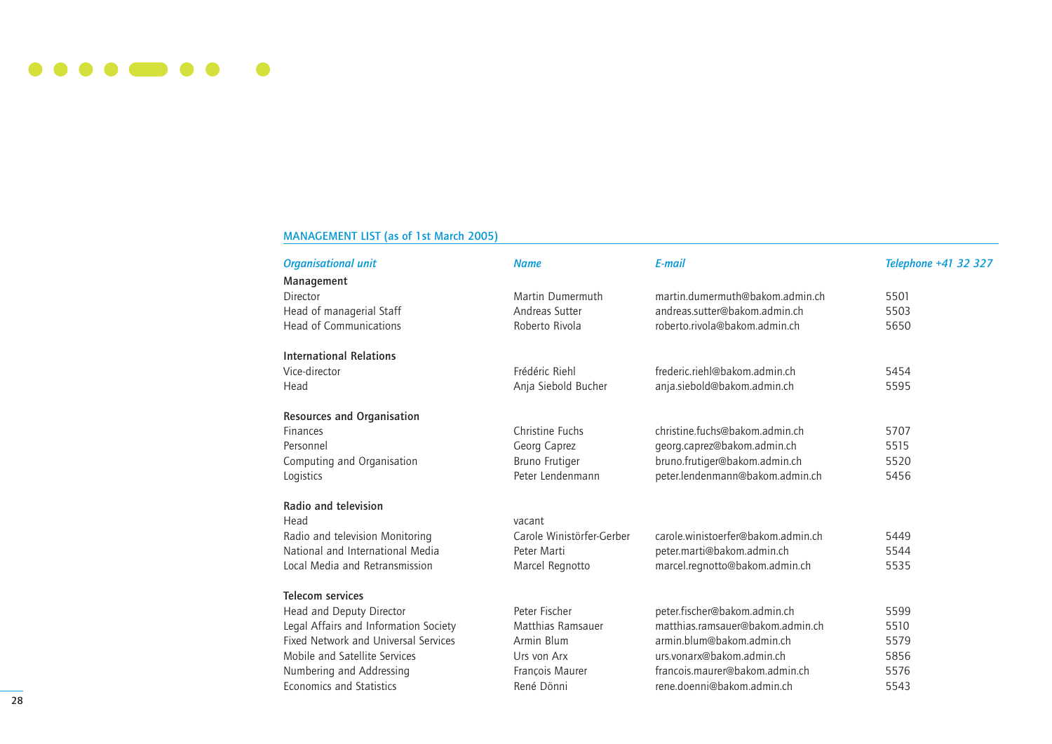## MANAGEMENT LIST (as of 1st March 2005)

| *Organisational unit* | *Name* | *E-mail* | *Telephone +41 32 327* |
|---|---|---|---|
| **Management** | | | |
| Director | Martin Dumermuth | martin.dumermuth@bakom.admin.ch | 5501 |
| Head of managerial Staff | Andreas Sutter | andreas.sutter@bakom.admin.ch | 5503 |
| Head of Communications | Roberto Rivola | roberto.rivola@bakom.admin.ch | 5650 |
| **International Relations** | | | |
| Vice-director | Frédéric Riehl | frederic.riehl@bakom.admin.ch | 5454 |
| Head | Anja Siebold Bucher | anja.siebold@bakom.admin.ch | 5595 |
| **Resources and Organisation** | | | |
| Finances | Christine Fuchs | christine.fuchs@bakom.admin.ch | 5707 |
| Personnel | Georg Caprez | georg.caprez@bakom.admin.ch | 5515 |
| Computing and Organisation | Bruno Frutiger | bruno.frutiger@bakom.admin.ch | 5520 |
| Logistics | Peter Lendenmann | peter.lendenmann@bakom.admin.ch | 5456 |
| **Radio and television** | | | |
| Head | vacant | | |
| Radio and television Monitoring | Carole Winistörfer-Gerber | carole.winistoerfer@bakom.admin.ch | 5449 |
| National and International Media | Peter Marti | peter.marti@bakom.admin.ch | 5544 |
| Local Media and Retransmission | Marcel Regnotto | marcel.regnotto@bakom.admin.ch | 5535 |
| **Telecom services** | | | |
| Head and Deputy Director | Peter Fischer | peter.fischer@bakom.admin.ch | 5599 |
| Legal Affairs and Information Society | Matthias Ramsauer | matthias.ramsauer@bakom.admin.ch | 5510 |
| Fixed Network and Universal Services | Armin Blum | armin.blum@bakom.admin.ch | 5579 |
| Mobile and Satellite Services | Urs von Arx | urs.vonarx@bakom.admin.ch | 5856 |
| Numbering and Addressing | François Maurer | francois.maurer@bakom.admin.ch | 5576 |
| Economics and Statistics | René Dönni | rene.doenni@bakom.admin.ch | 5543 |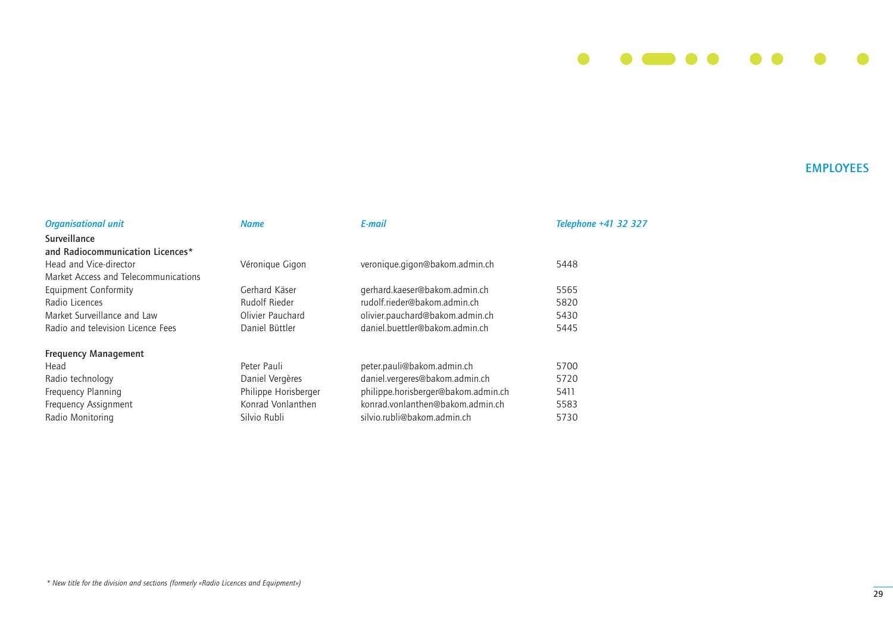## EMPLOYEES

| *Organisational unit* | *Name* | *E-mail* | *Telephone +41 32 327* |
|---|---|---|---|
| **Surveillance and Radiocommunication Licences*** | | | |
| Head and Vice-director | Véronique Gigon | veronique.gigon@bakom.admin.ch | 5448 |
| Market Access and Telecommunications Equipment Conformity | Gerhard Käser | gerhard.kaeser@bakom.admin.ch | 5565 |
| Radio Licences | Rudolf Rieder | rudolf.rieder@bakom.admin.ch | 5820 |
| Market Surveillance and Law | Olivier Pauchard | olivier.pauchard@bakom.admin.ch | 5430 |
| Radio and television Licence Fees | Daniel Büttler | daniel.buettler@bakom.admin.ch | 5445 |
| | | | |
| **Frequency Management** | | | |
| Head | Peter Pauli | peter.pauli@bakom.admin.ch | 5700 |
| Radio technology | Daniel Vergères | daniel.vergeres@bakom.admin.ch | 5720 |
| Frequency Planning | Philippe Horisberger | philippe.horisberger@bakom.admin.ch | 5411 |
| Frequency Assignment | Konrad Vonlanthen | konrad.vonlanthen@bakom.admin.ch | 5583 |
| Radio Monitoring | Silvio Rubli | silvio.rubli@bakom.admin.ch | 5730 |

*\* New title for the division and sections (formerly «Radio Licences and Equipment»)*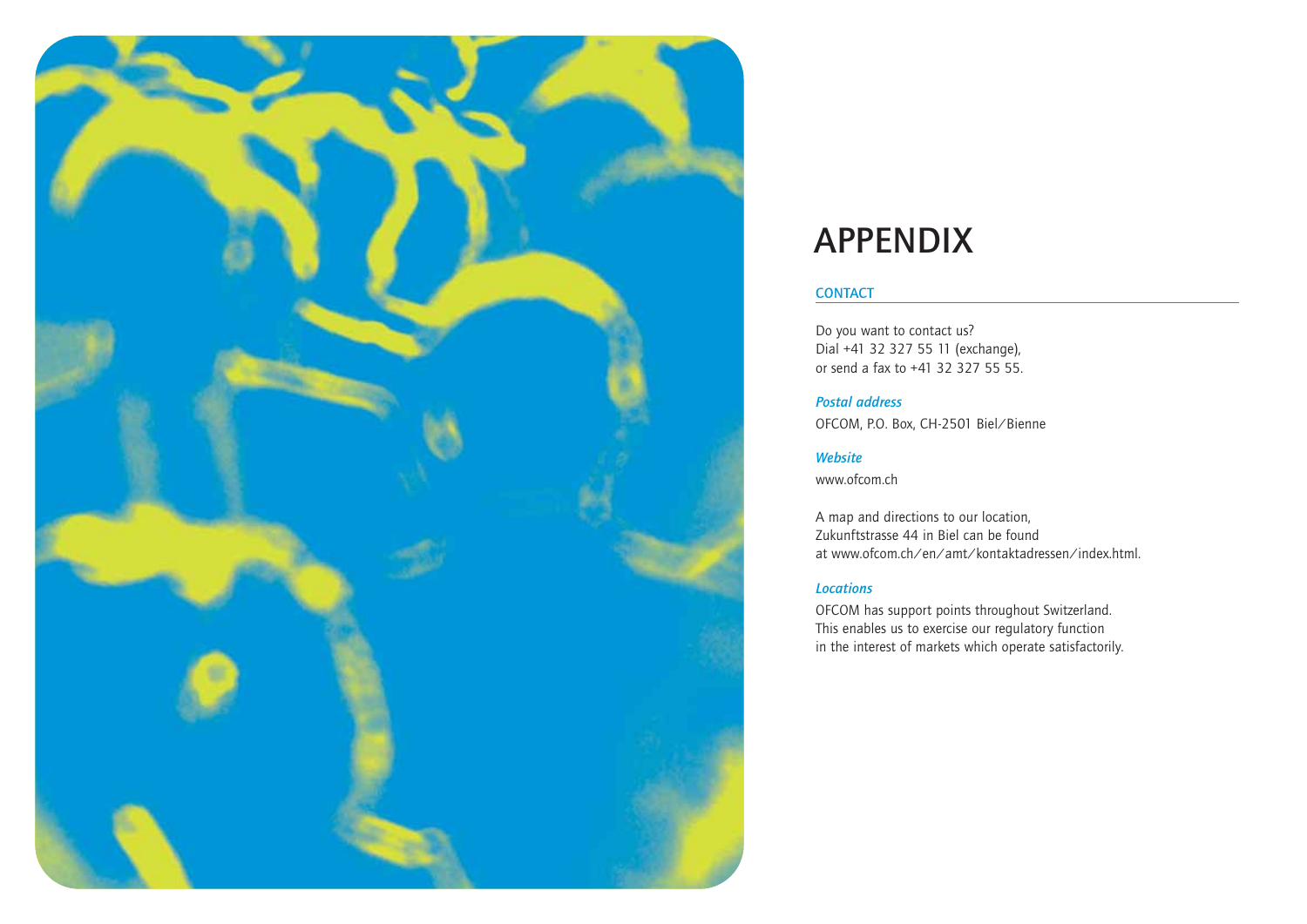# APPENDIX

## CONTACT

Do you want to contact us?
Dial +41 32 327 55 11 (exchange),
or send a fax to +41 32 327 55 55.

***Postal address***

OFCOM, P.O. Box, CH-2501 Biel/Bienne

***Website***

www.ofcom.ch

A map and directions to our location,
Zukunftstrasse 44 in Biel can be found
at www.ofcom.ch/en/amt/kontaktadressen/index.html.

***Locations***

OFCOM has support points throughout Switzerland.
This enables us to exercise our regulatory function
in the interest of markets which operate satisfactorily.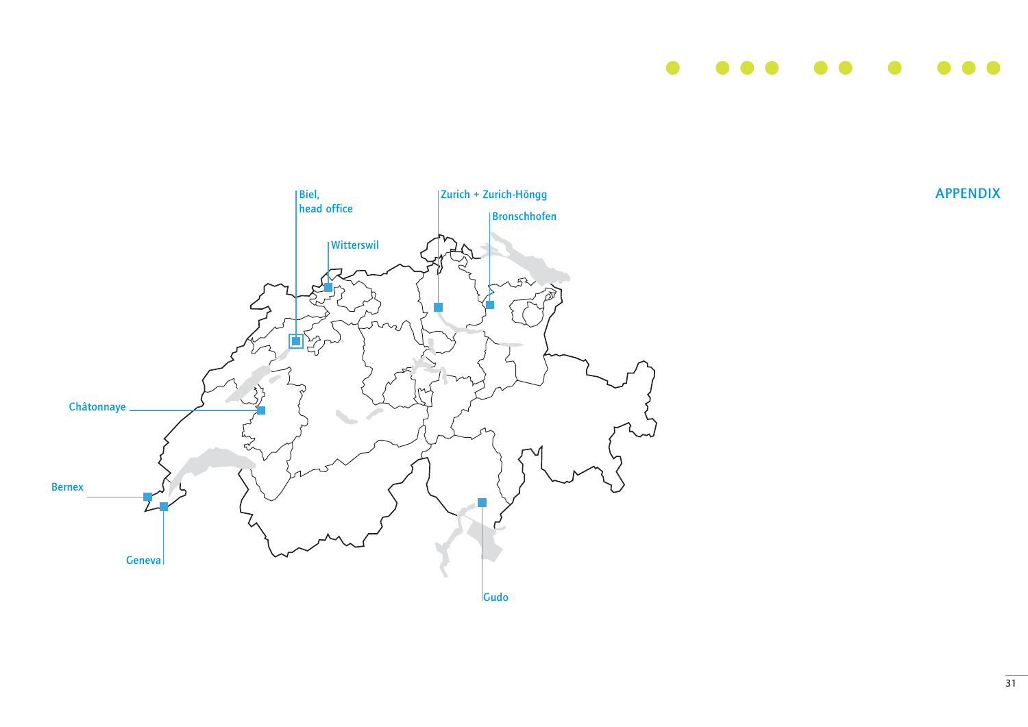APPENDIX

Biel,
head office

Witterswil

Zurich + Zurich-Höngg

Bronschhofen

Châtonnaye

Bernex

Geneva

Gudo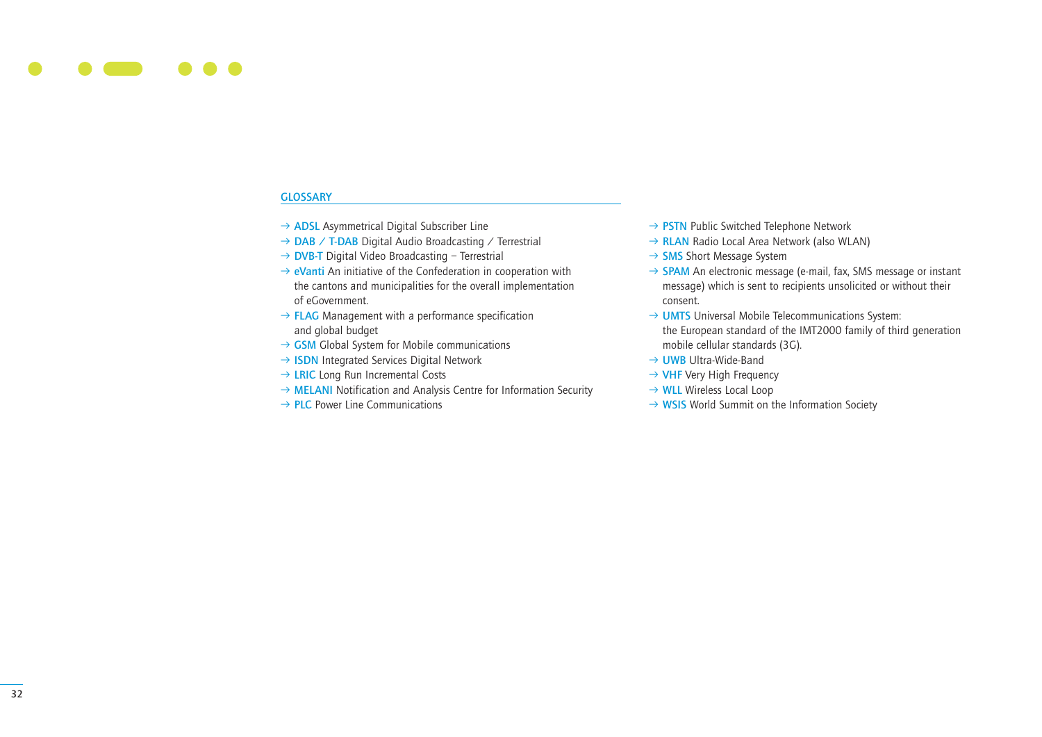## GLOSSARY

- → **ADSL** Asymmetrical Digital Subscriber Line
- → **DAB / T-DAB** Digital Audio Broadcasting / Terrestrial
- → **DVB-T** Digital Video Broadcasting – Terrestrial
- → **eVanti** An initiative of the Confederation in cooperation with the cantons and municipalities for the overall implementation of eGovernment.
- → **FLAG** Management with a performance specification and global budget
- → **GSM** Global System for Mobile communications
- → **ISDN** Integrated Services Digital Network
- → **LRIC** Long Run Incremental Costs
- → **MELANI** Notification and Analysis Centre for Information Security
- → **PLC** Power Line Communications
- → **PSTN** Public Switched Telephone Network
- → **RLAN** Radio Local Area Network (also WLAN)
- → **SMS** Short Message System
- → **SPAM** An electronic message (e-mail, fax, SMS message or instant message) which is sent to recipients unsolicited or without their consent.
- → **UMTS** Universal Mobile Telecommunications System: the European standard of the IMT2000 family of third generation mobile cellular standards (3G).
- → **UWB** Ultra-Wide-Band
- → **VHF** Very High Frequency
- → **WLL** Wireless Local Loop
- → **WSIS** World Summit on the Information Society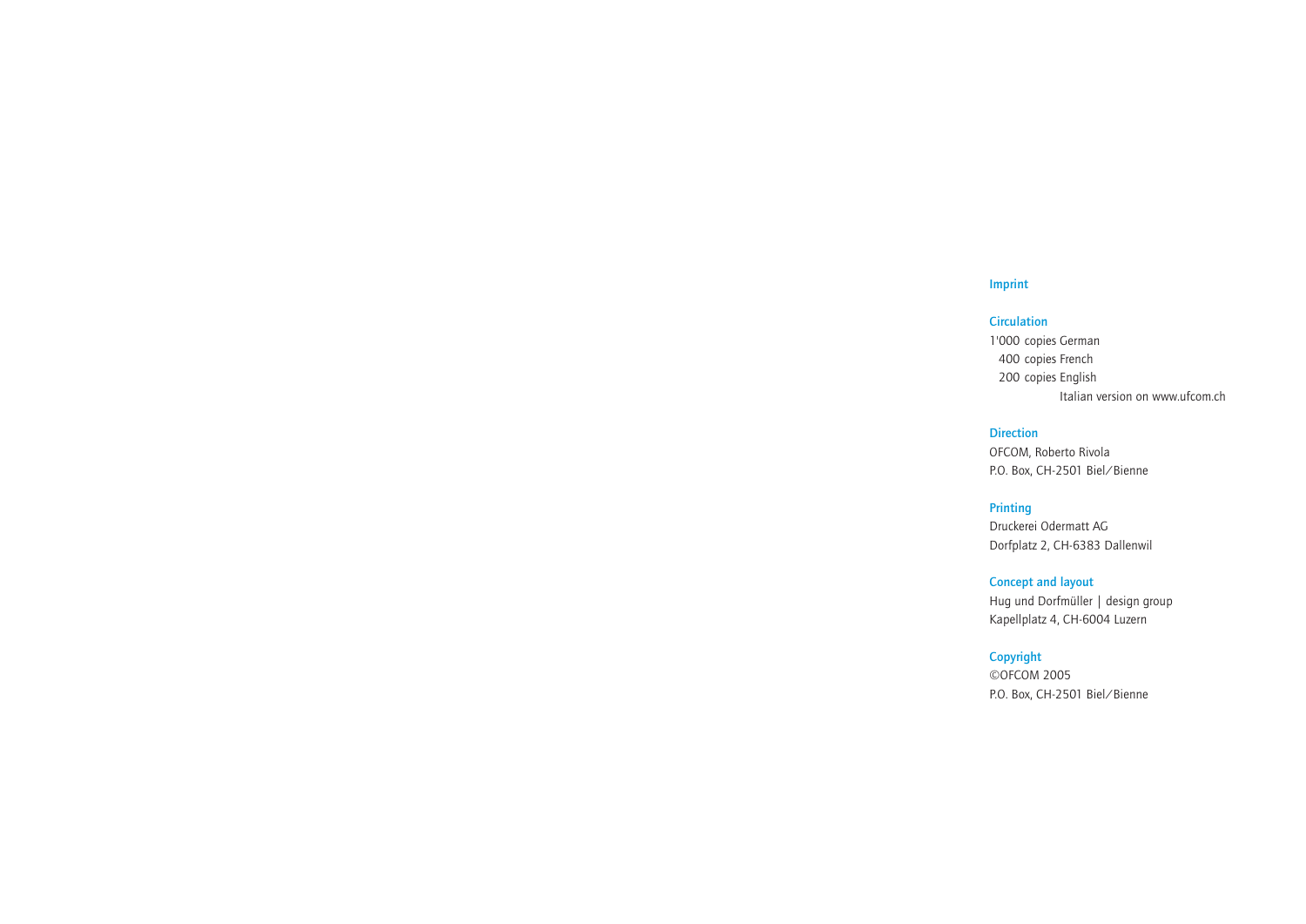## Imprint

### Circulation

1'000 copies German
400 copies French
200 copies English
Italian version on www.ufcom.ch

### Direction

OFCOM, Roberto Rivola
P.O. Box, CH-2501 Biel/Bienne

### Printing

Druckerei Odermatt AG
Dorfplatz 2, CH-6383 Dallenwil

### Concept and layout

Hug und Dorfmüller | design group
Kapellplatz 4, CH-6004 Luzern

### Copyright

©OFCOM 2005
P.O. Box, CH-2501 Biel/Bienne